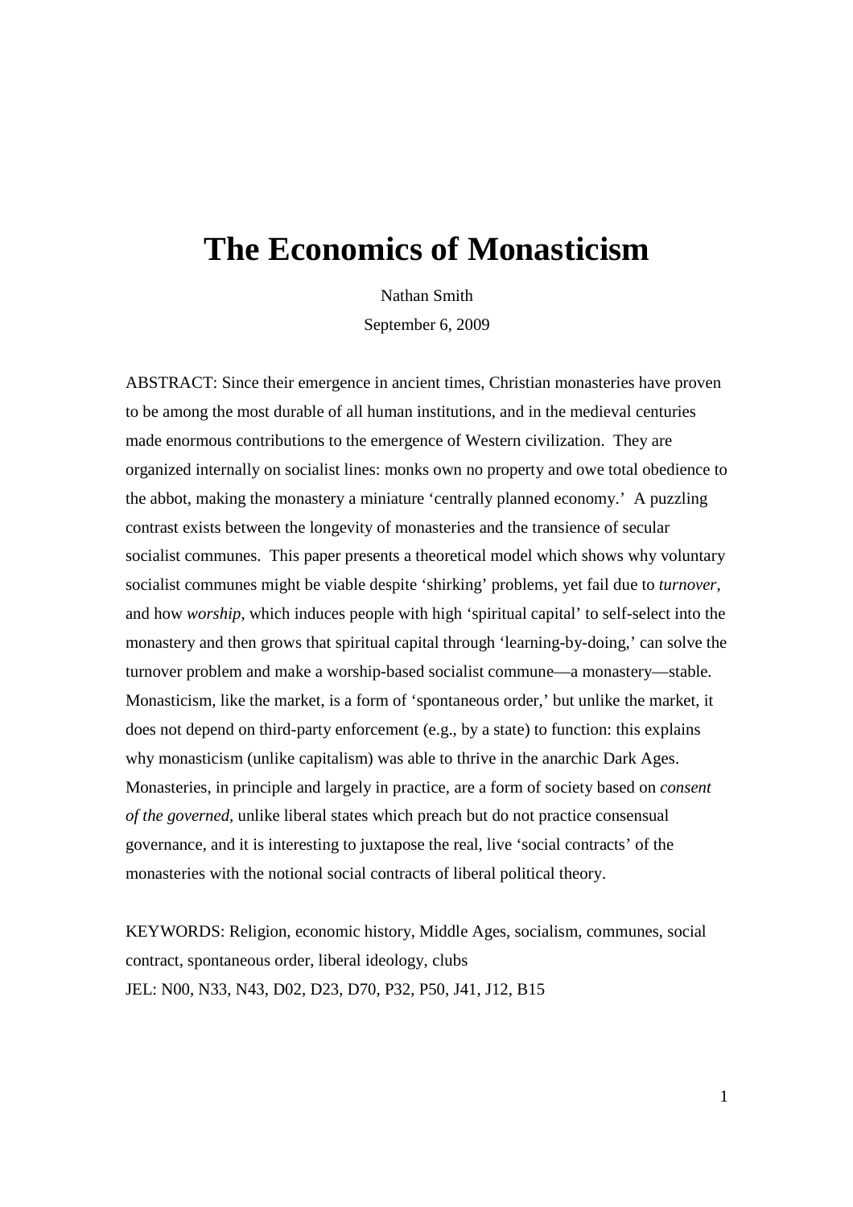# The Economics of Monasticism

Nathan Smith

September 6, 2009

ABSTRACT: Since their emergence in ancient times, Christian monasteries have proven to be among the most durable of all human institutions, and in the medieval centuries made enormous contributions to the emergence of Western civilization. They are organized internally on socialist lines: monks own no property and owe total obedience to the abbot, making the monastery a miniature 'centrally planned economy.' A puzzling contrast exists between the longevity of monasteries and the transience of secular socialist communes. This paper presents a theoretical model which shows why voluntary socialist communes might be viable despite 'shirking' problems, yet fail due to *turnover*, and how *worship*, which induces people with high 'spiritual capital' to self-select into the monastery and then grows that spiritual capital through 'learning-by-doing,' can solve the turnover problem and make a worship-based socialist commune—a monastery—stable. Monasticism, like the market, is a form of 'spontaneous order,' but unlike the market, it does not depend on third-party enforcement (e.g., by a state) to function: this explains why monasticism (unlike capitalism) was able to thrive in the anarchic Dark Ages. Monasteries, in principle and largely in practice, are a form of society based on *consent of the governed*, unlike liberal states which preach but do not practice consensual governance, and it is interesting to juxtapose the real, live 'social contracts' of the monasteries with the notional social contracts of liberal political theory.

KEYWORDS: Religion, economic history, Middle Ages, socialism, communes, social contract, spontaneous order, liberal ideology, clubs

JEL: N00, N33, N43, D02, D23, D70, P32, P50, J41, J12, B15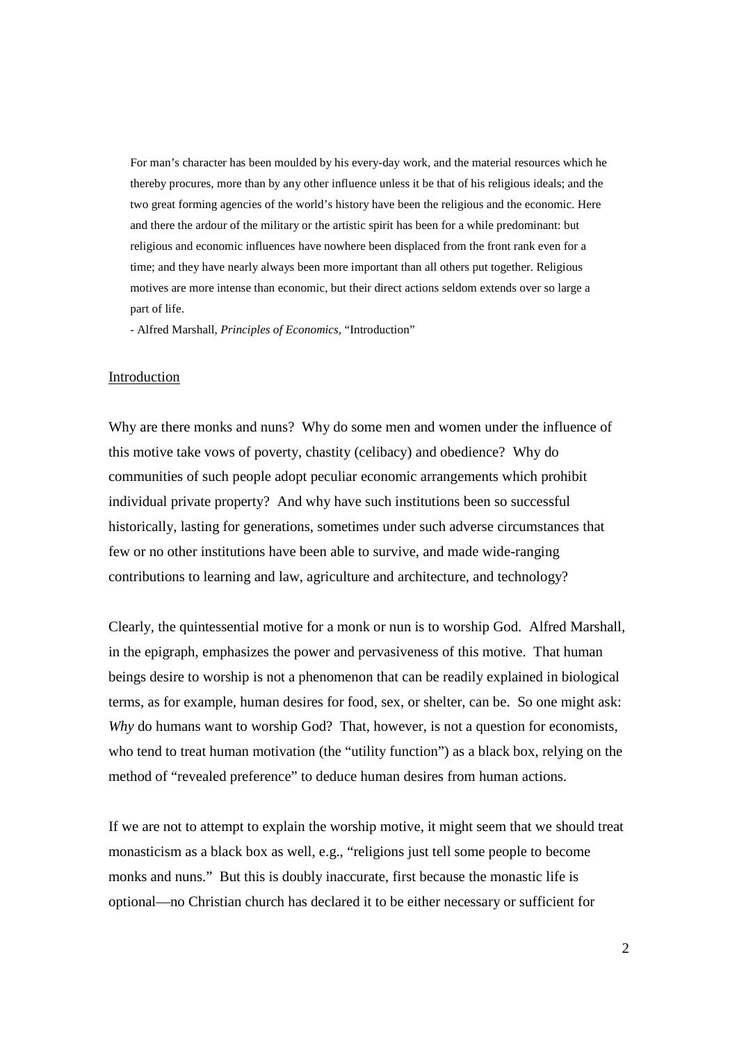> For man's character has been moulded by his every-day work, and the material resources which he thereby procures, more than by any other influence unless it be that of his religious ideals; and the two great forming agencies of the world's history have been the religious and the economic. Here and there the ardour of the military or the artistic spirit has been for a while predominant: but religious and economic influences have nowhere been displaced from the front rank even for a time; and they have nearly always been more important than all others put together. Religious motives are more intense than economic, but their direct actions seldom extends over so large a part of life.
>
> \- Alfred Marshall, *Principles of Economics,* "Introduction"

## Introduction

Why are there monks and nuns? Why do some men and women under the influence of this motive take vows of poverty, chastity (celibacy) and obedience? Why do communities of such people adopt peculiar economic arrangements which prohibit individual private property? And why have such institutions been so successful historically, lasting for generations, sometimes under such adverse circumstances that few or no other institutions have been able to survive, and made wide-ranging contributions to learning and law, agriculture and architecture, and technology?

Clearly, the quintessential motive for a monk or nun is to worship God. Alfred Marshall, in the epigraph, emphasizes the power and pervasiveness of this motive. That human beings desire to worship is not a phenomenon that can be readily explained in biological terms, as for example, human desires for food, sex, or shelter, can be. So one might ask: *Why* do humans want to worship God? That, however, is not a question for economists, who tend to treat human motivation (the "utility function") as a black box, relying on the method of "revealed preference" to deduce human desires from human actions.

If we are not to attempt to explain the worship motive, it might seem that we should treat monasticism as a black box as well, e.g., "religions just tell some people to become monks and nuns." But this is doubly inaccurate, first because the monastic life is optional—no Christian church has declared it to be either necessary or sufficient for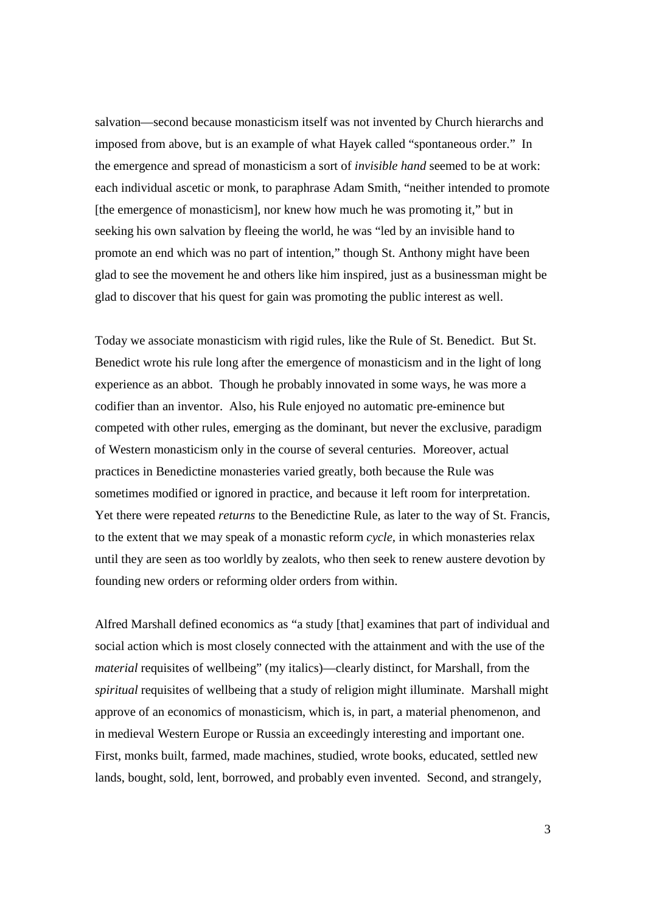salvation—second because monasticism itself was not invented by Church hierarchs and imposed from above, but is an example of what Hayek called "spontaneous order." In the emergence and spread of monasticism a sort of *invisible hand* seemed to be at work: each individual ascetic or monk, to paraphrase Adam Smith, "neither intended to promote [the emergence of monasticism], nor knew how much he was promoting it," but in seeking his own salvation by fleeing the world, he was "led by an invisible hand to promote an end which was no part of intention," though St. Anthony might have been glad to see the movement he and others like him inspired, just as a businessman might be glad to discover that his quest for gain was promoting the public interest as well.

Today we associate monasticism with rigid rules, like the Rule of St. Benedict. But St. Benedict wrote his rule long after the emergence of monasticism and in the light of long experience as an abbot. Though he probably innovated in some ways, he was more a codifier than an inventor. Also, his Rule enjoyed no automatic pre-eminence but competed with other rules, emerging as the dominant, but never the exclusive, paradigm of Western monasticism only in the course of several centuries. Moreover, actual practices in Benedictine monasteries varied greatly, both because the Rule was sometimes modified or ignored in practice, and because it left room for interpretation. Yet there were repeated *returns* to the Benedictine Rule, as later to the way of St. Francis, to the extent that we may speak of a monastic reform *cycle*, in which monasteries relax until they are seen as too worldly by zealots, who then seek to renew austere devotion by founding new orders or reforming older orders from within.

Alfred Marshall defined economics as "a study [that] examines that part of individual and social action which is most closely connected with the attainment and with the use of the *material* requisites of wellbeing" (my italics)—clearly distinct, for Marshall, from the *spiritual* requisites of wellbeing that a study of religion might illuminate. Marshall might approve of an economics of monasticism, which is, in part, a material phenomenon, and in medieval Western Europe or Russia an exceedingly interesting and important one. First, monks built, farmed, made machines, studied, wrote books, educated, settled new lands, bought, sold, lent, borrowed, and probably even invented. Second, and strangely,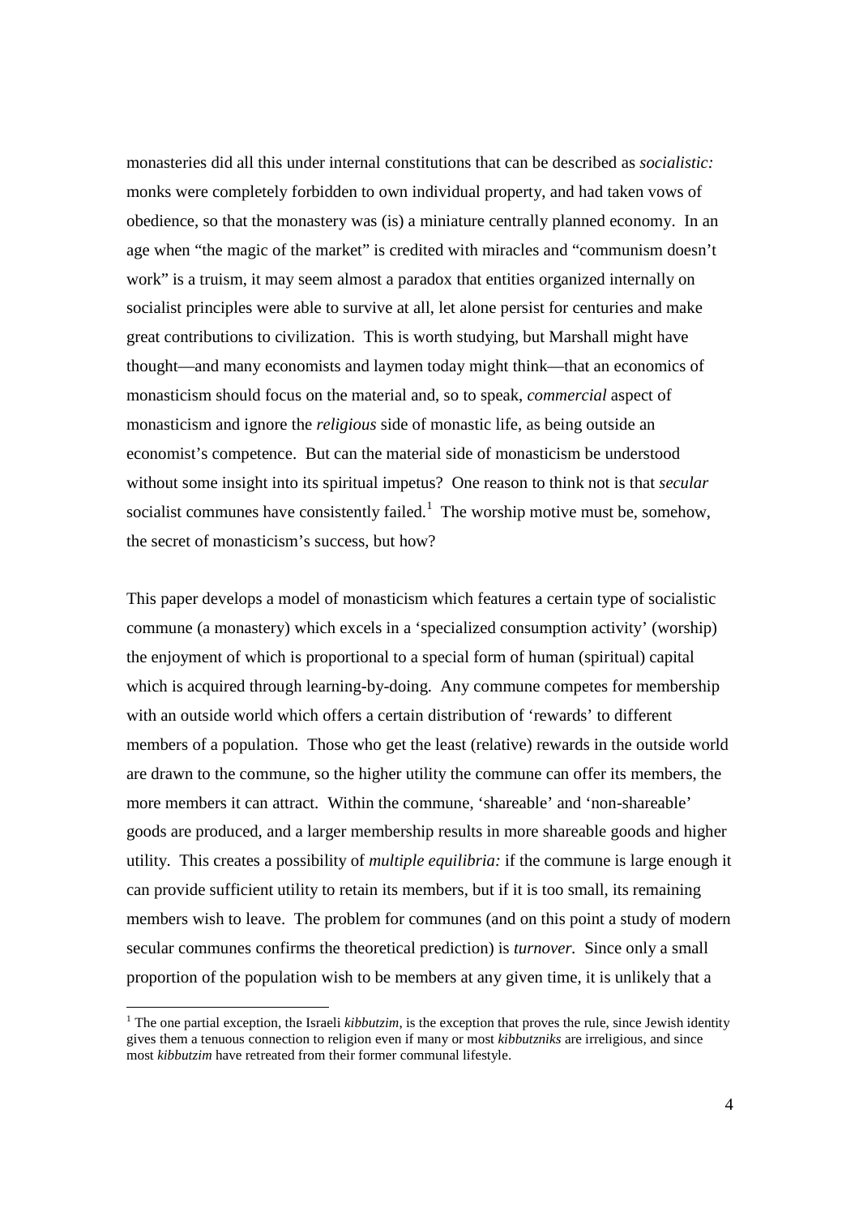monasteries did all this under internal constitutions that can be described as *socialistic:* monks were completely forbidden to own individual property, and had taken vows of obedience, so that the monastery was (is) a miniature centrally planned economy. In an age when "the magic of the market" is credited with miracles and "communism doesn't work" is a truism, it may seem almost a paradox that entities organized internally on socialist principles were able to survive at all, let alone persist for centuries and make great contributions to civilization. This is worth studying, but Marshall might have thought—and many economists and laymen today might think—that an economics of monasticism should focus on the material and, so to speak, *commercial* aspect of monasticism and ignore the *religious* side of monastic life, as being outside an economist's competence. But can the material side of monasticism be understood without some insight into its spiritual impetus? One reason to think not is that *secular* socialist communes have consistently failed.[1] The worship motive must be, somehow, the secret of monasticism's success, but how?

This paper develops a model of monasticism which features a certain type of socialistic commune (a monastery) which excels in a 'specialized consumption activity' (worship) the enjoyment of which is proportional to a special form of human (spiritual) capital which is acquired through learning-by-doing. Any commune competes for membership with an outside world which offers a certain distribution of 'rewards' to different members of a population. Those who get the least (relative) rewards in the outside world are drawn to the commune, so the higher utility the commune can offer its members, the more members it can attract. Within the commune, 'shareable' and 'non-shareable' goods are produced, and a larger membership results in more shareable goods and higher utility. This creates a possibility of *multiple equilibria:* if the commune is large enough it can provide sufficient utility to retain its members, but if it is too small, its remaining members wish to leave. The problem for communes (and on this point a study of modern secular communes confirms the theoretical prediction) is *turnover.* Since only a small proportion of the population wish to be members at any given time, it is unlikely that a

[1] The one partial exception, the Israeli *kibbutzim*, is the exception that proves the rule, since Jewish identity gives them a tenuous connection to religion even if many or most *kibbutzniks* are irreligious, and since most *kibbutzim* have retreated from their former communal lifestyle.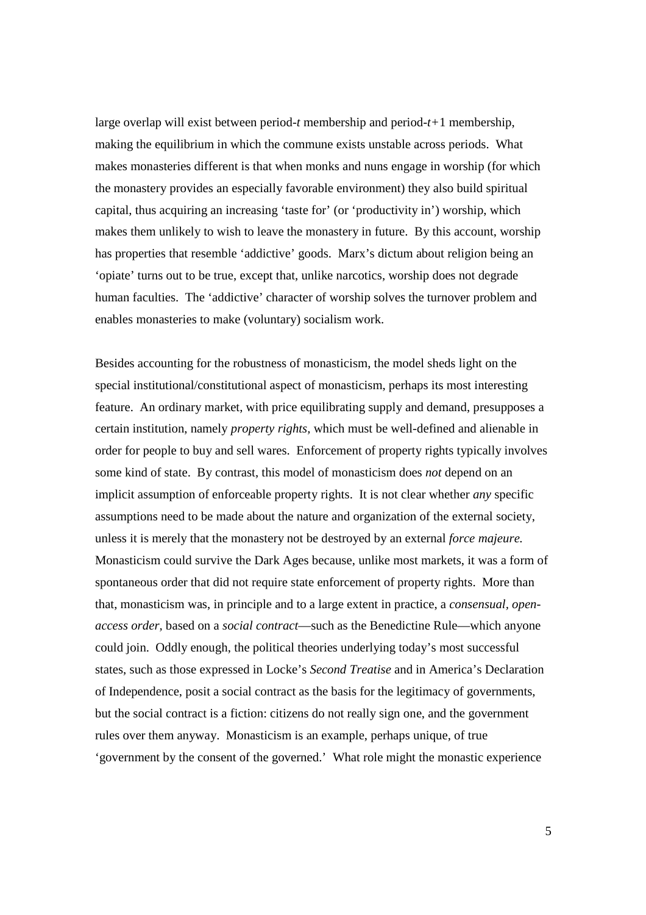large overlap will exist between period-$t$ membership and period-$t+1$ membership, making the equilibrium in which the commune exists unstable across periods. What makes monasteries different is that when monks and nuns engage in worship (for which the monastery provides an especially favorable environment) they also build spiritual capital, thus acquiring an increasing 'taste for' (or 'productivity in') worship, which makes them unlikely to wish to leave the monastery in future. By this account, worship has properties that resemble 'addictive' goods. Marx's dictum about religion being an 'opiate' turns out to be true, except that, unlike narcotics, worship does not degrade human faculties. The 'addictive' character of worship solves the turnover problem and enables monasteries to make (voluntary) socialism work.

Besides accounting for the robustness of monasticism, the model sheds light on the special institutional/constitutional aspect of monasticism, perhaps its most interesting feature. An ordinary market, with price equilibrating supply and demand, presupposes a certain institution, namely *property rights,* which must be well-defined and alienable in order for people to buy and sell wares. Enforcement of property rights typically involves some kind of state. By contrast, this model of monasticism does *not* depend on an implicit assumption of enforceable property rights. It is not clear whether *any* specific assumptions need to be made about the nature and organization of the external society, unless it is merely that the monastery not be destroyed by an external *force majeure.* Monasticism could survive the Dark Ages because, unlike most markets, it was a form of spontaneous order that did not require state enforcement of property rights. More than that, monasticism was, in principle and to a large extent in practice, a *consensual, open-access order,* based on a *social contract*—such as the Benedictine Rule—which anyone could join. Oddly enough, the political theories underlying today's most successful states, such as those expressed in Locke's *Second Treatise* and in America's Declaration of Independence, posit a social contract as the basis for the legitimacy of governments, but the social contract is a fiction: citizens do not really sign one, and the government rules over them anyway. Monasticism is an example, perhaps unique, of true 'government by the consent of the governed.' What role might the monastic experience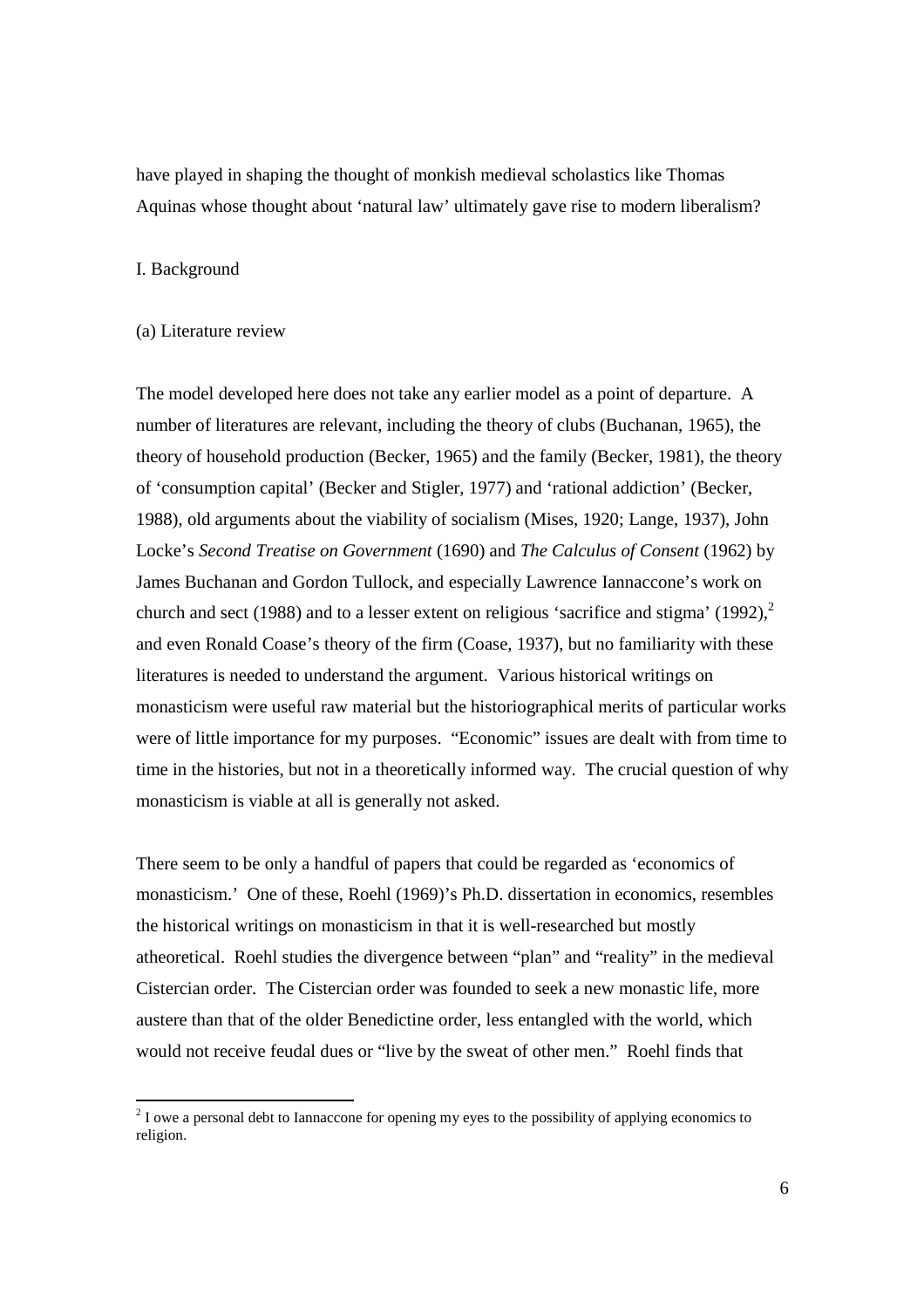have played in shaping the thought of monkish medieval scholastics like Thomas Aquinas whose thought about 'natural law' ultimately gave rise to modern liberalism?

## I. Background

### (a) Literature review

The model developed here does not take any earlier model as a point of departure. A number of literatures are relevant, including the theory of clubs (Buchanan, 1965), the theory of household production (Becker, 1965) and the family (Becker, 1981), the theory of 'consumption capital' (Becker and Stigler, 1977) and 'rational addiction' (Becker, 1988), old arguments about the viability of socialism (Mises, 1920; Lange, 1937), John Locke's *Second Treatise on Government* (1690) and *The Calculus of Consent* (1962) by James Buchanan and Gordon Tullock, and especially Lawrence Iannaccone's work on church and sect (1988) and to a lesser extent on religious 'sacrifice and stigma' (1992),[2] and even Ronald Coase's theory of the firm (Coase, 1937), but no familiarity with these literatures is needed to understand the argument. Various historical writings on monasticism were useful raw material but the historiographical merits of particular works were of little importance for my purposes. "Economic" issues are dealt with from time to time in the histories, but not in a theoretically informed way. The crucial question of why monasticism is viable at all is generally not asked.

There seem to be only a handful of papers that could be regarded as 'economics of monasticism.' One of these, Roehl (1969)'s Ph.D. dissertation in economics, resembles the historical writings on monasticism in that it is well-researched but mostly atheoretical. Roehl studies the divergence between "plan" and "reality" in the medieval Cistercian order. The Cistercian order was founded to seek a new monastic life, more austere than that of the older Benedictine order, less entangled with the world, which would not receive feudal dues or "live by the sweat of other men." Roehl finds that

[2] I owe a personal debt to Iannaccone for opening my eyes to the possibility of applying economics to religion.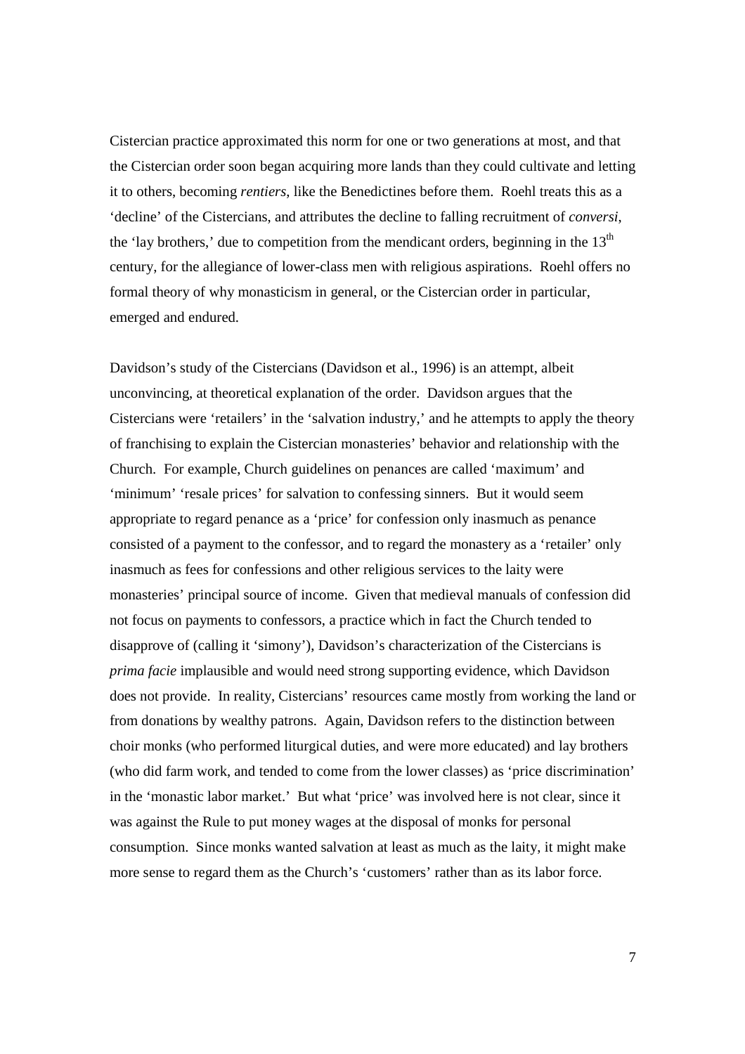Cistercian practice approximated this norm for one or two generations at most, and that the Cistercian order soon began acquiring more lands than they could cultivate and letting it to others, becoming *rentiers*, like the Benedictines before them. Roehl treats this as a 'decline' of the Cistercians, and attributes the decline to falling recruitment of *conversi*, the 'lay brothers,' due to competition from the mendicant orders, beginning in the 13th century, for the allegiance of lower-class men with religious aspirations. Roehl offers no formal theory of why monasticism in general, or the Cistercian order in particular, emerged and endured.

Davidson's study of the Cistercians (Davidson et al., 1996) is an attempt, albeit unconvincing, at theoretical explanation of the order. Davidson argues that the Cistercians were 'retailers' in the 'salvation industry,' and he attempts to apply the theory of franchising to explain the Cistercian monasteries' behavior and relationship with the Church. For example, Church guidelines on penances are called 'maximum' and 'minimum' 'resale prices' for salvation to confessing sinners. But it would seem appropriate to regard penance as a 'price' for confession only inasmuch as penance consisted of a payment to the confessor, and to regard the monastery as a 'retailer' only inasmuch as fees for confessions and other religious services to the laity were monasteries' principal source of income. Given that medieval manuals of confession did not focus on payments to confessors, a practice which in fact the Church tended to disapprove of (calling it 'simony'), Davidson's characterization of the Cistercians is *prima facie* implausible and would need strong supporting evidence, which Davidson does not provide. In reality, Cistercians' resources came mostly from working the land or from donations by wealthy patrons. Again, Davidson refers to the distinction between choir monks (who performed liturgical duties, and were more educated) and lay brothers (who did farm work, and tended to come from the lower classes) as 'price discrimination' in the 'monastic labor market.' But what 'price' was involved here is not clear, since it was against the Rule to put money wages at the disposal of monks for personal consumption. Since monks wanted salvation at least as much as the laity, it might make more sense to regard them as the Church's 'customers' rather than as its labor force.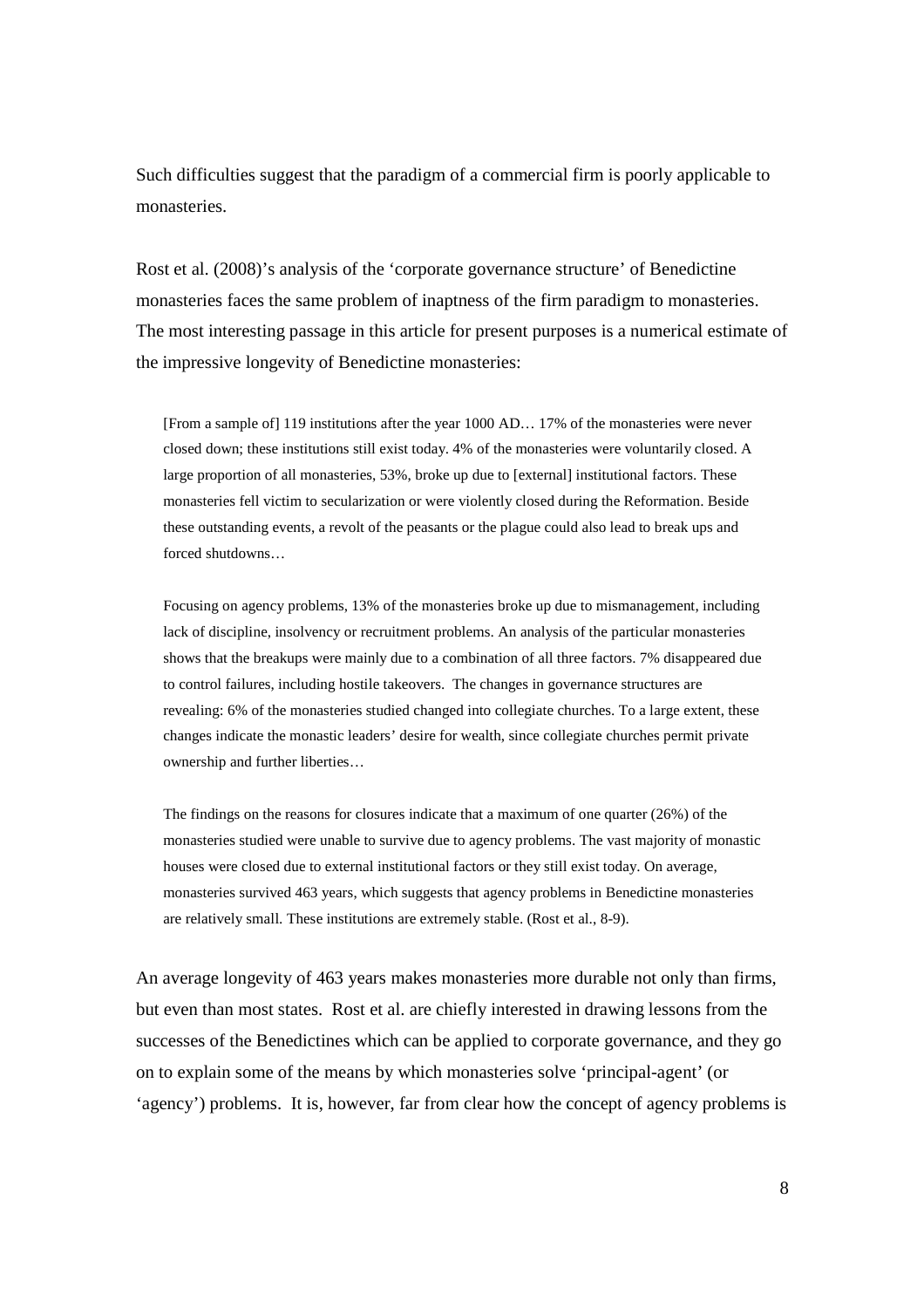Such difficulties suggest that the paradigm of a commercial firm is poorly applicable to monasteries.

Rost et al. (2008)'s analysis of the 'corporate governance structure' of Benedictine monasteries faces the same problem of inaptness of the firm paradigm to monasteries. The most interesting passage in this article for present purposes is a numerical estimate of the impressive longevity of Benedictine monasteries:

> [From a sample of] 119 institutions after the year 1000 AD… 17% of the monasteries were never closed down; these institutions still exist today. 4% of the monasteries were voluntarily closed. A large proportion of all monasteries, 53%, broke up due to [external] institutional factors. These monasteries fell victim to secularization or were violently closed during the Reformation. Beside these outstanding events, a revolt of the peasants or the plague could also lead to break ups and forced shutdowns…
>
> Focusing on agency problems, 13% of the monasteries broke up due to mismanagement, including lack of discipline, insolvency or recruitment problems. An analysis of the particular monasteries shows that the breakups were mainly due to a combination of all three factors. 7% disappeared due to control failures, including hostile takeovers. The changes in governance structures are revealing: 6% of the monasteries studied changed into collegiate churches. To a large extent, these changes indicate the monastic leaders' desire for wealth, since collegiate churches permit private ownership and further liberties…
>
> The findings on the reasons for closures indicate that a maximum of one quarter (26%) of the monasteries studied were unable to survive due to agency problems. The vast majority of monastic houses were closed due to external institutional factors or they still exist today. On average, monasteries survived 463 years, which suggests that agency problems in Benedictine monasteries are relatively small. These institutions are extremely stable. (Rost et al., 8-9).

An average longevity of 463 years makes monasteries more durable not only than firms, but even than most states. Rost et al. are chiefly interested in drawing lessons from the successes of the Benedictines which can be applied to corporate governance, and they go on to explain some of the means by which monasteries solve 'principal-agent' (or 'agency') problems. It is, however, far from clear how the concept of agency problems is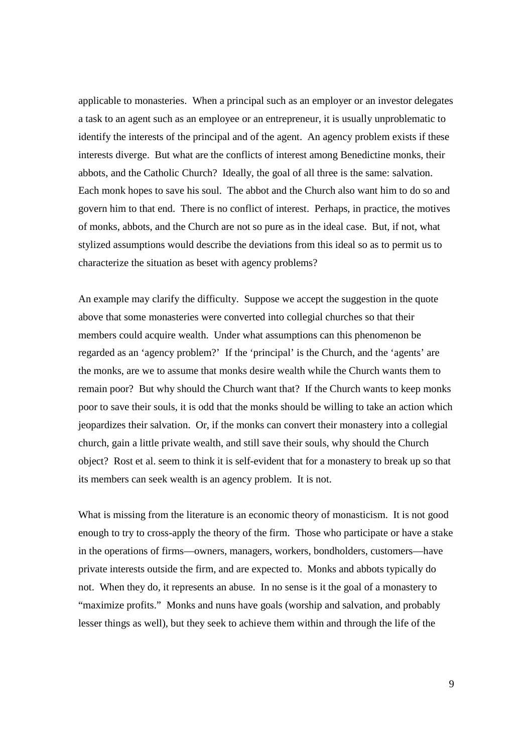applicable to monasteries. When a principal such as an employer or an investor delegates a task to an agent such as an employee or an entrepreneur, it is usually unproblematic to identify the interests of the principal and of the agent. An agency problem exists if these interests diverge. But what are the conflicts of interest among Benedictine monks, their abbots, and the Catholic Church? Ideally, the goal of all three is the same: salvation. Each monk hopes to save his soul. The abbot and the Church also want him to do so and govern him to that end. There is no conflict of interest. Perhaps, in practice, the motives of monks, abbots, and the Church are not so pure as in the ideal case. But, if not, what stylized assumptions would describe the deviations from this ideal so as to permit us to characterize the situation as beset with agency problems?

An example may clarify the difficulty. Suppose we accept the suggestion in the quote above that some monasteries were converted into collegial churches so that their members could acquire wealth. Under what assumptions can this phenomenon be regarded as an 'agency problem?' If the 'principal' is the Church, and the 'agents' are the monks, are we to assume that monks desire wealth while the Church wants them to remain poor? But why should the Church want that? If the Church wants to keep monks poor to save their souls, it is odd that the monks should be willing to take an action which jeopardizes their salvation. Or, if the monks can convert their monastery into a collegial church, gain a little private wealth, and still save their souls, why should the Church object? Rost et al. seem to think it is self-evident that for a monastery to break up so that its members can seek wealth is an agency problem. It is not.

What is missing from the literature is an economic theory of monasticism. It is not good enough to try to cross-apply the theory of the firm. Those who participate or have a stake in the operations of firms—owners, managers, workers, bondholders, customers—have private interests outside the firm, and are expected to. Monks and abbots typically do not. When they do, it represents an abuse. In no sense is it the goal of a monastery to "maximize profits." Monks and nuns have goals (worship and salvation, and probably lesser things as well), but they seek to achieve them within and through the life of the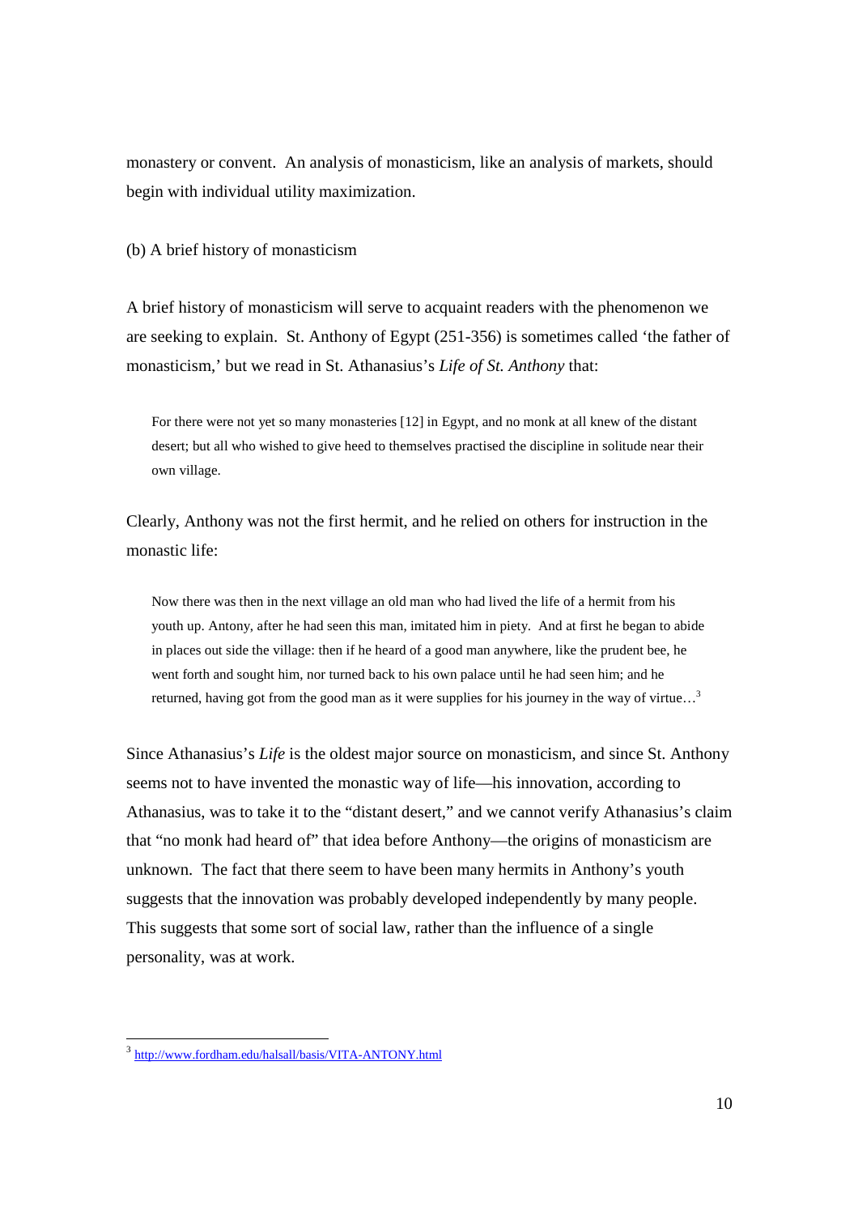monastery or convent. An analysis of monasticism, like an analysis of markets, should begin with individual utility maximization.

(b) A brief history of monasticism

A brief history of monasticism will serve to acquaint readers with the phenomenon we are seeking to explain. St. Anthony of Egypt (251-356) is sometimes called 'the father of monasticism,' but we read in St. Athanasius's *Life of St. Anthony* that:

> For there were not yet so many monasteries [12] in Egypt, and no monk at all knew of the distant desert; but all who wished to give heed to themselves practised the discipline in solitude near their own village.

Clearly, Anthony was not the first hermit, and he relied on others for instruction in the monastic life:

> Now there was then in the next village an old man who had lived the life of a hermit from his youth up. Antony, after he had seen this man, imitated him in piety. And at first he began to abide in places out side the village: then if he heard of a good man anywhere, like the prudent bee, he went forth and sought him, nor turned back to his own palace until he had seen him; and he returned, having got from the good man as it were supplies for his journey in the way of virtue…[3]

Since Athanasius's *Life* is the oldest major source on monasticism, and since St. Anthony seems not to have invented the monastic way of life—his innovation, according to Athanasius, was to take it to the "distant desert," and we cannot verify Athanasius's claim that "no monk had heard of" that idea before Anthony—the origins of monasticism are unknown. The fact that there seem to have been many hermits in Anthony's youth suggests that the innovation was probably developed independently by many people. This suggests that some sort of social law, rather than the influence of a single personality, was at work.

[3] http://www.fordham.edu/halsall/basis/VITA-ANTONY.html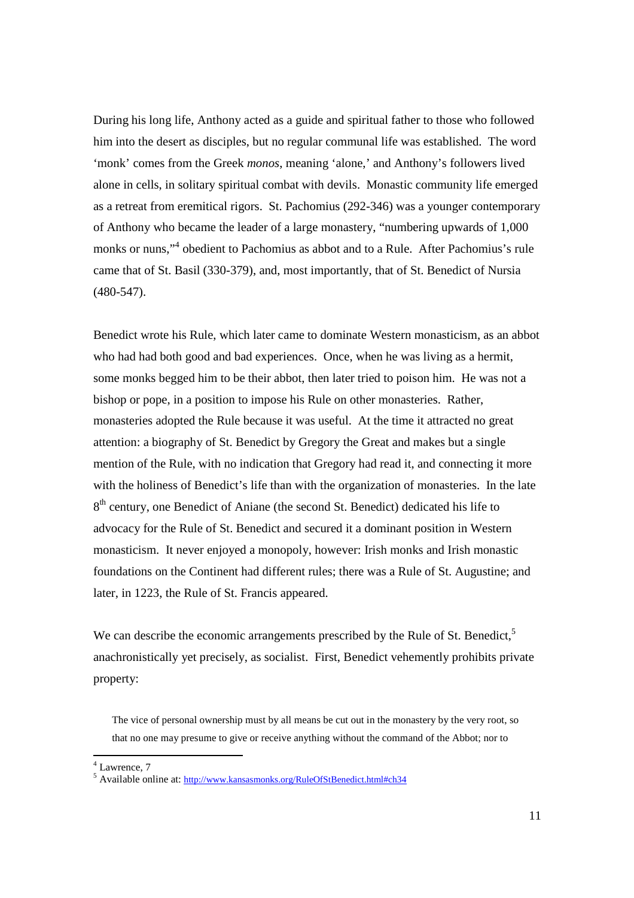During his long life, Anthony acted as a guide and spiritual father to those who followed him into the desert as disciples, but no regular communal life was established. The word 'monk' comes from the Greek *monos*, meaning 'alone,' and Anthony's followers lived alone in cells, in solitary spiritual combat with devils. Monastic community life emerged as a retreat from eremitical rigors. St. Pachomius (292-346) was a younger contemporary of Anthony who became the leader of a large monastery, "numbering upwards of 1,000 monks or nuns,"[4] obedient to Pachomius as abbot and to a Rule. After Pachomius's rule came that of St. Basil (330-379), and, most importantly, that of St. Benedict of Nursia (480-547).

Benedict wrote his Rule, which later came to dominate Western monasticism, as an abbot who had had both good and bad experiences. Once, when he was living as a hermit, some monks begged him to be their abbot, then later tried to poison him. He was not a bishop or pope, in a position to impose his Rule on other monasteries. Rather, monasteries adopted the Rule because it was useful. At the time it attracted no great attention: a biography of St. Benedict by Gregory the Great and makes but a single mention of the Rule, with no indication that Gregory had read it, and connecting it more with the holiness of Benedict's life than with the organization of monasteries. In the late 8th century, one Benedict of Aniane (the second St. Benedict) dedicated his life to advocacy for the Rule of St. Benedict and secured it a dominant position in Western monasticism. It never enjoyed a monopoly, however: Irish monks and Irish monastic foundations on the Continent had different rules; there was a Rule of St. Augustine; and later, in 1223, the Rule of St. Francis appeared.

We can describe the economic arrangements prescribed by the Rule of St. Benedict,[5] anachronistically yet precisely, as socialist. First, Benedict vehemently prohibits private property:

> The vice of personal ownership must by all means be cut out in the monastery by the very root, so that no one may presume to give or receive anything without the command of the Abbot; nor to

[4] Lawrence, 7

[5] Available online at: http://www.kansasmonks.org/RuleOfStBenedict.html#ch34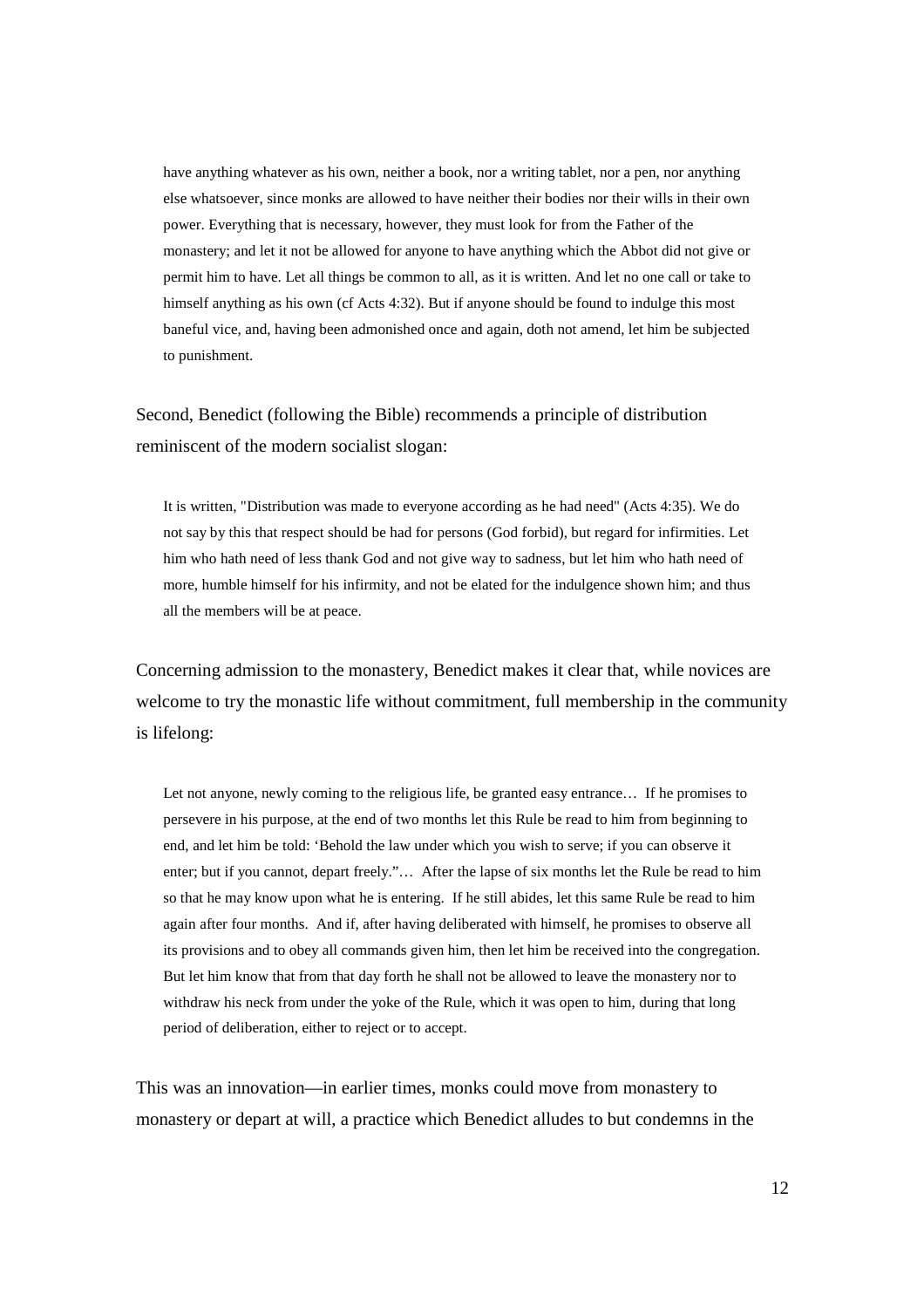> have anything whatever as his own, neither a book, nor a writing tablet, nor a pen, nor anything else whatsoever, since monks are allowed to have neither their bodies nor their wills in their own power. Everything that is necessary, however, they must look for from the Father of the monastery; and let it not be allowed for anyone to have anything which the Abbot did not give or permit him to have. Let all things be common to all, as it is written. And let no one call or take to himself anything as his own (cf Acts 4:32). But if anyone should be found to indulge this most baneful vice, and, having been admonished once and again, doth not amend, let him be subjected to punishment.

Second, Benedict (following the Bible) recommends a principle of distribution reminiscent of the modern socialist slogan:

> It is written, "Distribution was made to everyone according as he had need" (Acts 4:35). We do not say by this that respect should be had for persons (God forbid), but regard for infirmities. Let him who hath need of less thank God and not give way to sadness, but let him who hath need of more, humble himself for his infirmity, and not be elated for the indulgence shown him; and thus all the members will be at peace.

Concerning admission to the monastery, Benedict makes it clear that, while novices are welcome to try the monastic life without commitment, full membership in the community is lifelong:

> Let not anyone, newly coming to the religious life, be granted easy entrance… If he promises to persevere in his purpose, at the end of two months let this Rule be read to him from beginning to end, and let him be told: 'Behold the law under which you wish to serve; if you can observe it enter; but if you cannot, depart freely."… After the lapse of six months let the Rule be read to him so that he may know upon what he is entering. If he still abides, let this same Rule be read to him again after four months. And if, after having deliberated with himself, he promises to observe all its provisions and to obey all commands given him, then let him be received into the congregation. But let him know that from that day forth he shall not be allowed to leave the monastery nor to withdraw his neck from under the yoke of the Rule, which it was open to him, during that long period of deliberation, either to reject or to accept.

This was an innovation—in earlier times, monks could move from monastery to monastery or depart at will, a practice which Benedict alludes to but condemns in the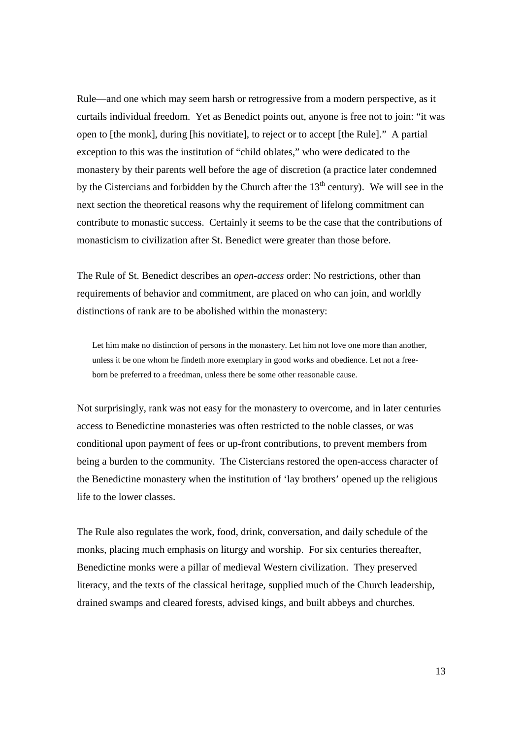Rule—and one which may seem harsh or retrogressive from a modern perspective, as it curtails individual freedom. Yet as Benedict points out, anyone is free not to join: "it was open to [the monk], during [his novitiate], to reject or to accept [the Rule]." A partial exception to this was the institution of "child oblates," who were dedicated to the monastery by their parents well before the age of discretion (a practice later condemned by the Cistercians and forbidden by the Church after the 13th century). We will see in the next section the theoretical reasons why the requirement of lifelong commitment can contribute to monastic success. Certainly it seems to be the case that the contributions of monasticism to civilization after St. Benedict were greater than those before.

The Rule of St. Benedict describes an *open-access* order: No restrictions, other than requirements of behavior and commitment, are placed on who can join, and worldly distinctions of rank are to be abolished within the monastery:

> Let him make no distinction of persons in the monastery. Let him not love one more than another, unless it be one whom he findeth more exemplary in good works and obedience. Let not a free-born be preferred to a freedman, unless there be some other reasonable cause.

Not surprisingly, rank was not easy for the monastery to overcome, and in later centuries access to Benedictine monasteries was often restricted to the noble classes, or was conditional upon payment of fees or up-front contributions, to prevent members from being a burden to the community. The Cistercians restored the open-access character of the Benedictine monastery when the institution of 'lay brothers' opened up the religious life to the lower classes.

The Rule also regulates the work, food, drink, conversation, and daily schedule of the monks, placing much emphasis on liturgy and worship. For six centuries thereafter, Benedictine monks were a pillar of medieval Western civilization. They preserved literacy, and the texts of the classical heritage, supplied much of the Church leadership, drained swamps and cleared forests, advised kings, and built abbeys and churches.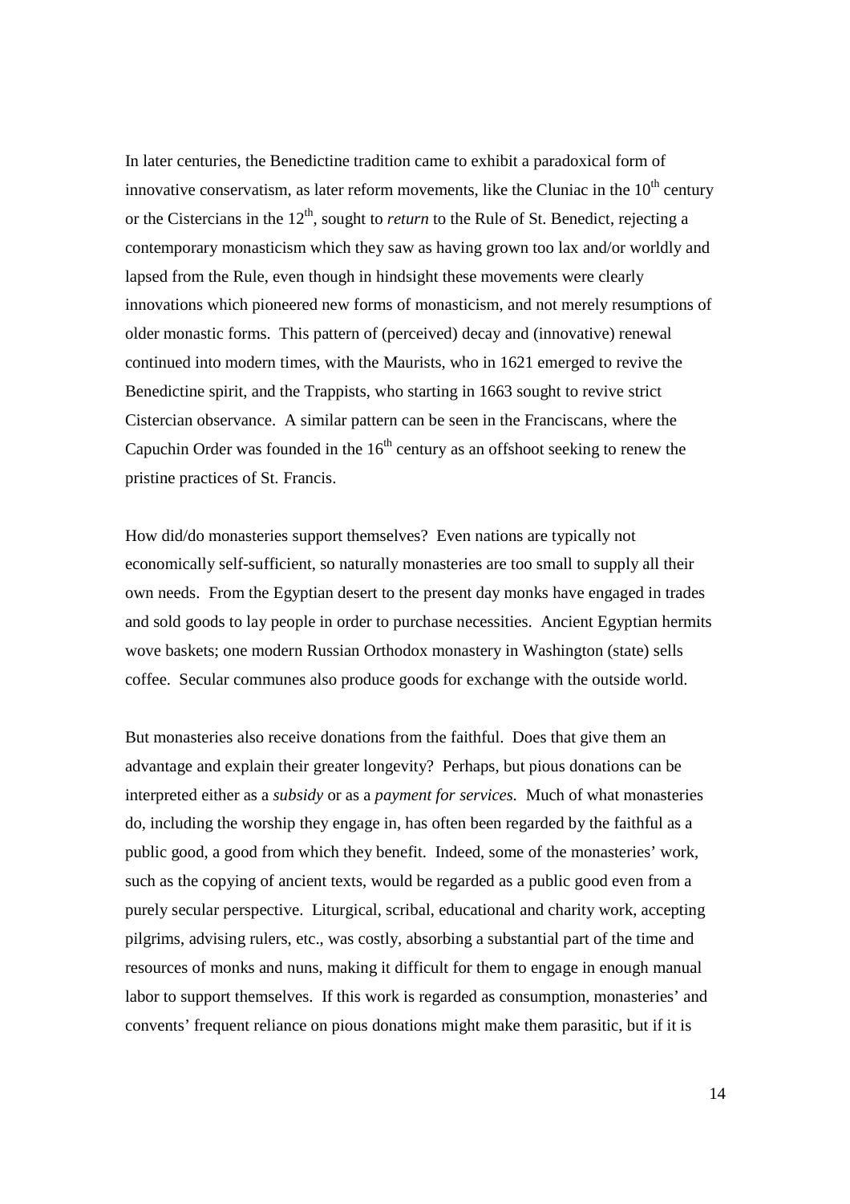In later centuries, the Benedictine tradition came to exhibit a paradoxical form of innovative conservatism, as later reform movements, like the Cluniac in the 10th century or the Cistercians in the 12th, sought to *return* to the Rule of St. Benedict, rejecting a contemporary monasticism which they saw as having grown too lax and/or worldly and lapsed from the Rule, even though in hindsight these movements were clearly innovations which pioneered new forms of monasticism, and not merely resumptions of older monastic forms. This pattern of (perceived) decay and (innovative) renewal continued into modern times, with the Maurists, who in 1621 emerged to revive the Benedictine spirit, and the Trappists, who starting in 1663 sought to revive strict Cistercian observance. A similar pattern can be seen in the Franciscans, where the Capuchin Order was founded in the 16th century as an offshoot seeking to renew the pristine practices of St. Francis.

How did/do monasteries support themselves? Even nations are typically not economically self-sufficient, so naturally monasteries are too small to supply all their own needs. From the Egyptian desert to the present day monks have engaged in trades and sold goods to lay people in order to purchase necessities. Ancient Egyptian hermits wove baskets; one modern Russian Orthodox monastery in Washington (state) sells coffee. Secular communes also produce goods for exchange with the outside world.

But monasteries also receive donations from the faithful. Does that give them an advantage and explain their greater longevity? Perhaps, but pious donations can be interpreted either as a *subsidy* or as a *payment for services.* Much of what monasteries do, including the worship they engage in, has often been regarded by the faithful as a public good, a good from which they benefit. Indeed, some of the monasteries' work, such as the copying of ancient texts, would be regarded as a public good even from a purely secular perspective. Liturgical, scribal, educational and charity work, accepting pilgrims, advising rulers, etc., was costly, absorbing a substantial part of the time and resources of monks and nuns, making it difficult for them to engage in enough manual labor to support themselves. If this work is regarded as consumption, monasteries' and convents' frequent reliance on pious donations might make them parasitic, but if it is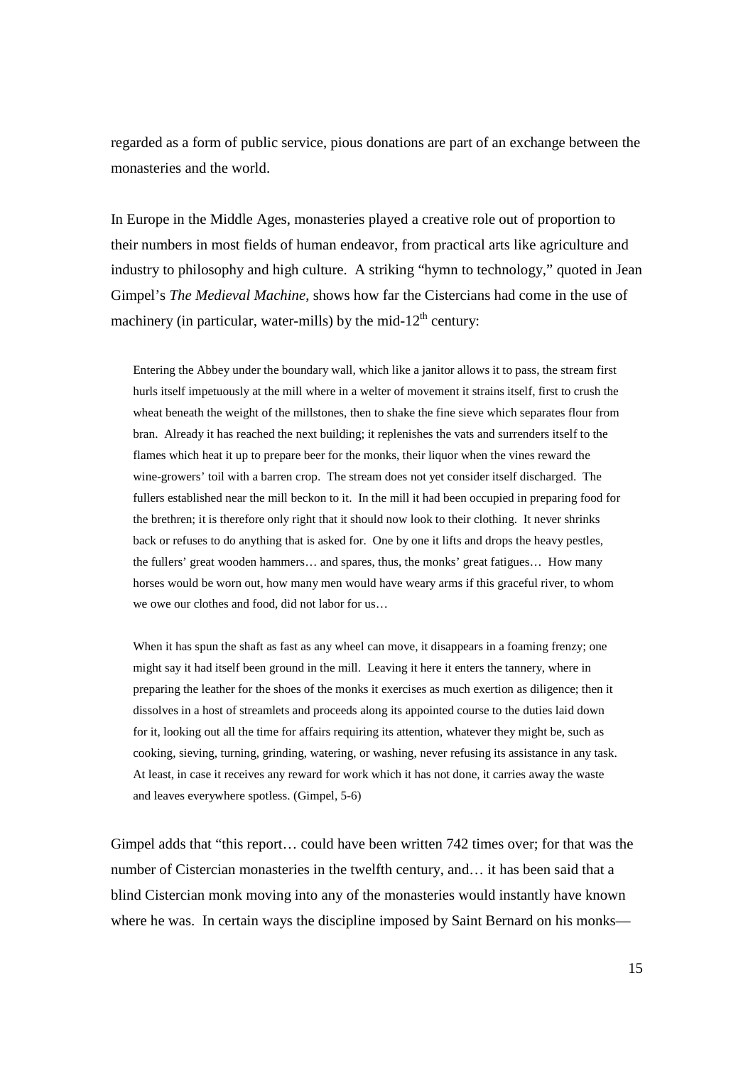regarded as a form of public service, pious donations are part of an exchange between the monasteries and the world.

In Europe in the Middle Ages, monasteries played a creative role out of proportion to their numbers in most fields of human endeavor, from practical arts like agriculture and industry to philosophy and high culture. A striking "hymn to technology," quoted in Jean Gimpel's *The Medieval Machine*, shows how far the Cistercians had come in the use of machinery (in particular, water-mills) by the mid-12th century:

> Entering the Abbey under the boundary wall, which like a janitor allows it to pass, the stream first hurls itself impetuously at the mill where in a welter of movement it strains itself, first to crush the wheat beneath the weight of the millstones, then to shake the fine sieve which separates flour from bran. Already it has reached the next building; it replenishes the vats and surrenders itself to the flames which heat it up to prepare beer for the monks, their liquor when the vines reward the wine-growers' toil with a barren crop. The stream does not yet consider itself discharged. The fullers established near the mill beckon to it. In the mill it had been occupied in preparing food for the brethren; it is therefore only right that it should now look to their clothing. It never shrinks back or refuses to do anything that is asked for. One by one it lifts and drops the heavy pestles, the fullers' great wooden hammers… and spares, thus, the monks' great fatigues… How many horses would be worn out, how many men would have weary arms if this graceful river, to whom we owe our clothes and food, did not labor for us…
>
> When it has spun the shaft as fast as any wheel can move, it disappears in a foaming frenzy; one might say it had itself been ground in the mill. Leaving it here it enters the tannery, where in preparing the leather for the shoes of the monks it exercises as much exertion as diligence; then it dissolves in a host of streamlets and proceeds along its appointed course to the duties laid down for it, looking out all the time for affairs requiring its attention, whatever they might be, such as cooking, sieving, turning, grinding, watering, or washing, never refusing its assistance in any task. At least, in case it receives any reward for work which it has not done, it carries away the waste and leaves everywhere spotless. (Gimpel, 5-6)

Gimpel adds that "this report… could have been written 742 times over; for that was the number of Cistercian monasteries in the twelfth century, and… it has been said that a blind Cistercian monk moving into any of the monasteries would instantly have known where he was. In certain ways the discipline imposed by Saint Bernard on his monks—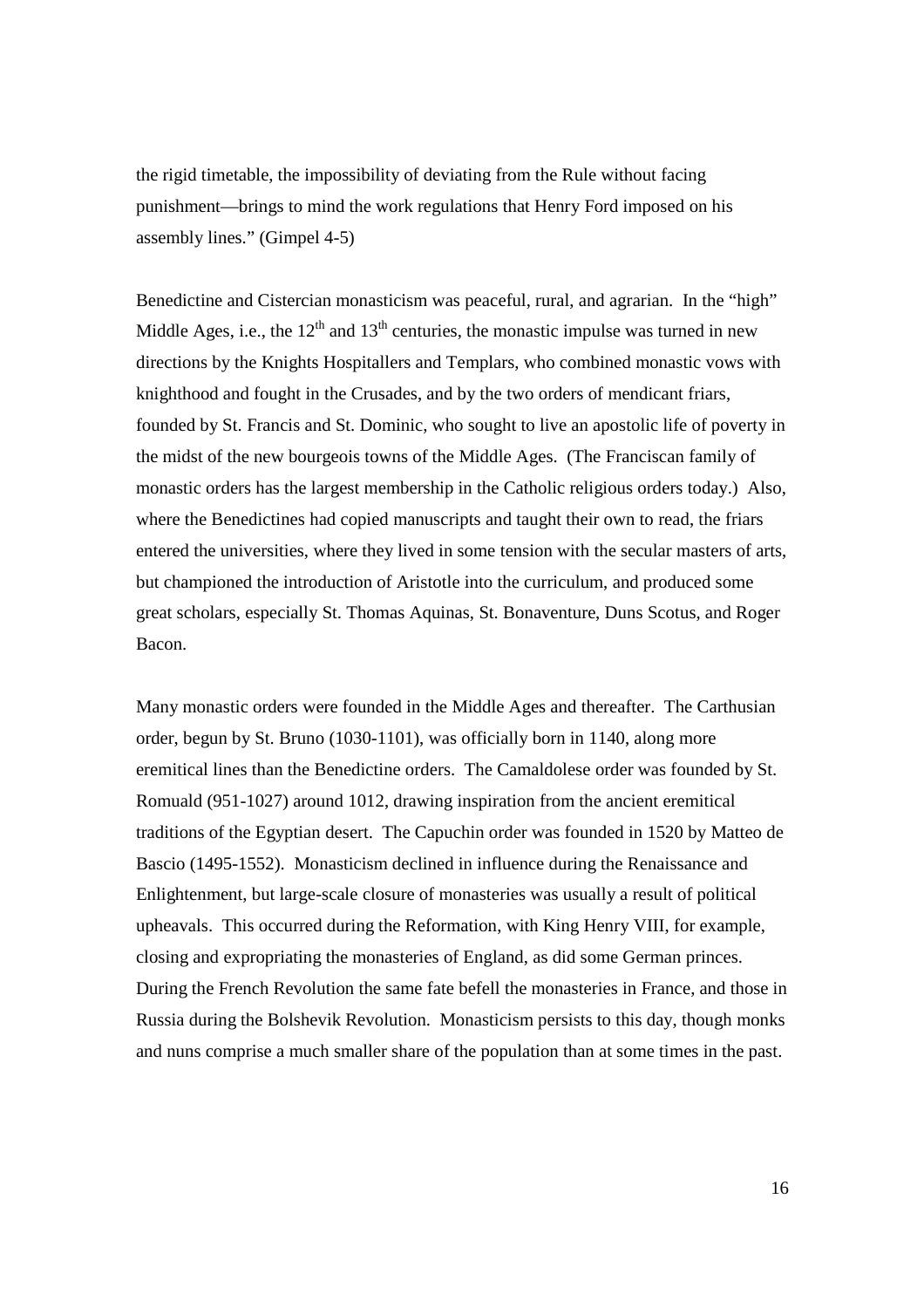the rigid timetable, the impossibility of deviating from the Rule without facing punishment—brings to mind the work regulations that Henry Ford imposed on his assembly lines." (Gimpel 4-5)

Benedictine and Cistercian monasticism was peaceful, rural, and agrarian. In the "high" Middle Ages, i.e., the $12^{th}$ and $13^{th}$ centuries, the monastic impulse was turned in new directions by the Knights Hospitallers and Templars, who combined monastic vows with knighthood and fought in the Crusades, and by the two orders of mendicant friars, founded by St. Francis and St. Dominic, who sought to live an apostolic life of poverty in the midst of the new bourgeois towns of the Middle Ages. (The Franciscan family of monastic orders has the largest membership in the Catholic religious orders today.) Also, where the Benedictines had copied manuscripts and taught their own to read, the friars entered the universities, where they lived in some tension with the secular masters of arts, but championed the introduction of Aristotle into the curriculum, and produced some great scholars, especially St. Thomas Aquinas, St. Bonaventure, Duns Scotus, and Roger Bacon.

Many monastic orders were founded in the Middle Ages and thereafter. The Carthusian order, begun by St. Bruno (1030-1101), was officially born in 1140, along more eremitical lines than the Benedictine orders. The Camaldolese order was founded by St. Romuald (951-1027) around 1012, drawing inspiration from the ancient eremitical traditions of the Egyptian desert. The Capuchin order was founded in 1520 by Matteo de Bascio (1495-1552). Monasticism declined in influence during the Renaissance and Enlightenment, but large-scale closure of monasteries was usually a result of political upheavals. This occurred during the Reformation, with King Henry VIII, for example, closing and expropriating the monasteries of England, as did some German princes. During the French Revolution the same fate befell the monasteries in France, and those in Russia during the Bolshevik Revolution. Monasticism persists to this day, though monks and nuns comprise a much smaller share of the population than at some times in the past.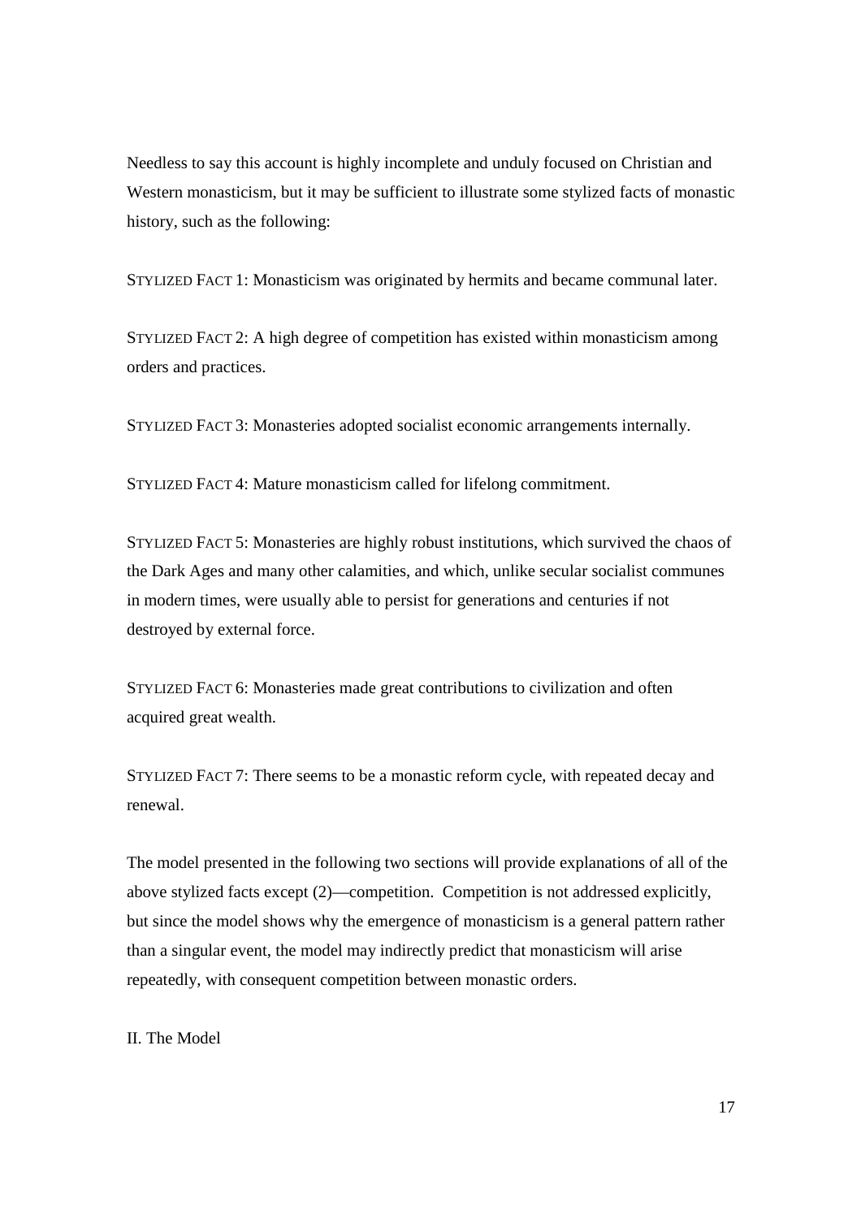Needless to say this account is highly incomplete and unduly focused on Christian and Western monasticism, but it may be sufficient to illustrate some stylized facts of monastic history, such as the following:

STYLIZED FACT 1: Monasticism was originated by hermits and became communal later.

STYLIZED FACT 2: A high degree of competition has existed within monasticism among orders and practices.

STYLIZED FACT 3: Monasteries adopted socialist economic arrangements internally.

STYLIZED FACT 4: Mature monasticism called for lifelong commitment.

STYLIZED FACT 5: Monasteries are highly robust institutions, which survived the chaos of the Dark Ages and many other calamities, and which, unlike secular socialist communes in modern times, were usually able to persist for generations and centuries if not destroyed by external force.

STYLIZED FACT 6: Monasteries made great contributions to civilization and often acquired great wealth.

STYLIZED FACT 7: There seems to be a monastic reform cycle, with repeated decay and renewal.

The model presented in the following two sections will provide explanations of all of the above stylized facts except (2)—competition. Competition is not addressed explicitly, but since the model shows why the emergence of monasticism is a general pattern rather than a singular event, the model may indirectly predict that monasticism will arise repeatedly, with consequent competition between monastic orders.

## II. The Model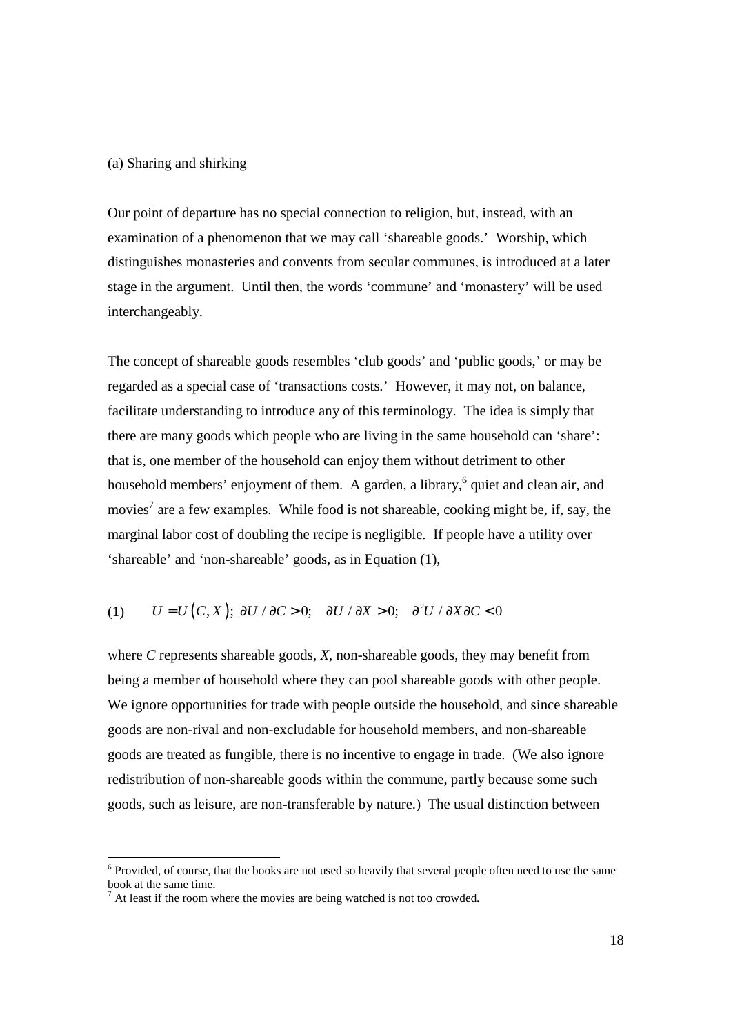(a) Sharing and shirking

Our point of departure has no special connection to religion, but, instead, with an examination of a phenomenon that we may call 'shareable goods.' Worship, which distinguishes monasteries and convents from secular communes, is introduced at a later stage in the argument. Until then, the words 'commune' and 'monastery' will be used interchangeably.

The concept of shareable goods resembles 'club goods' and 'public goods,' or may be regarded as a special case of 'transactions costs.' However, it may not, on balance, facilitate understanding to introduce any of this terminology. The idea is simply that there are many goods which people who are living in the same household can 'share': that is, one member of the household can enjoy them without detriment to other household members' enjoyment of them. A garden, a library,[6] quiet and clean air, and movies[7] are a few examples. While food is not shareable, cooking might be, if, say, the marginal labor cost of doubling the recipe is negligible. If people have a utility over 'shareable' and 'non-shareable' goods, as in Equation (1),

$$(1) \qquad U = U(C, X); \; \partial U / \partial C > 0; \quad \partial U / \partial X > 0; \quad \partial^2 U / \partial X \partial C < 0$$

where $C$ represents shareable goods, $X$, non-shareable goods, they may benefit from being a member of household where they can pool shareable goods with other people. We ignore opportunities for trade with people outside the household, and since shareable goods are non-rival and non-excludable for household members, and non-shareable goods are treated as fungible, there is no incentive to engage in trade. (We also ignore redistribution of non-shareable goods within the commune, partly because some such goods, such as leisure, are non-transferable by nature.) The usual distinction between

[6] Provided, of course, that the books are not used so heavily that several people often need to use the same book at the same time.

[7] At least if the room where the movies are being watched is not too crowded.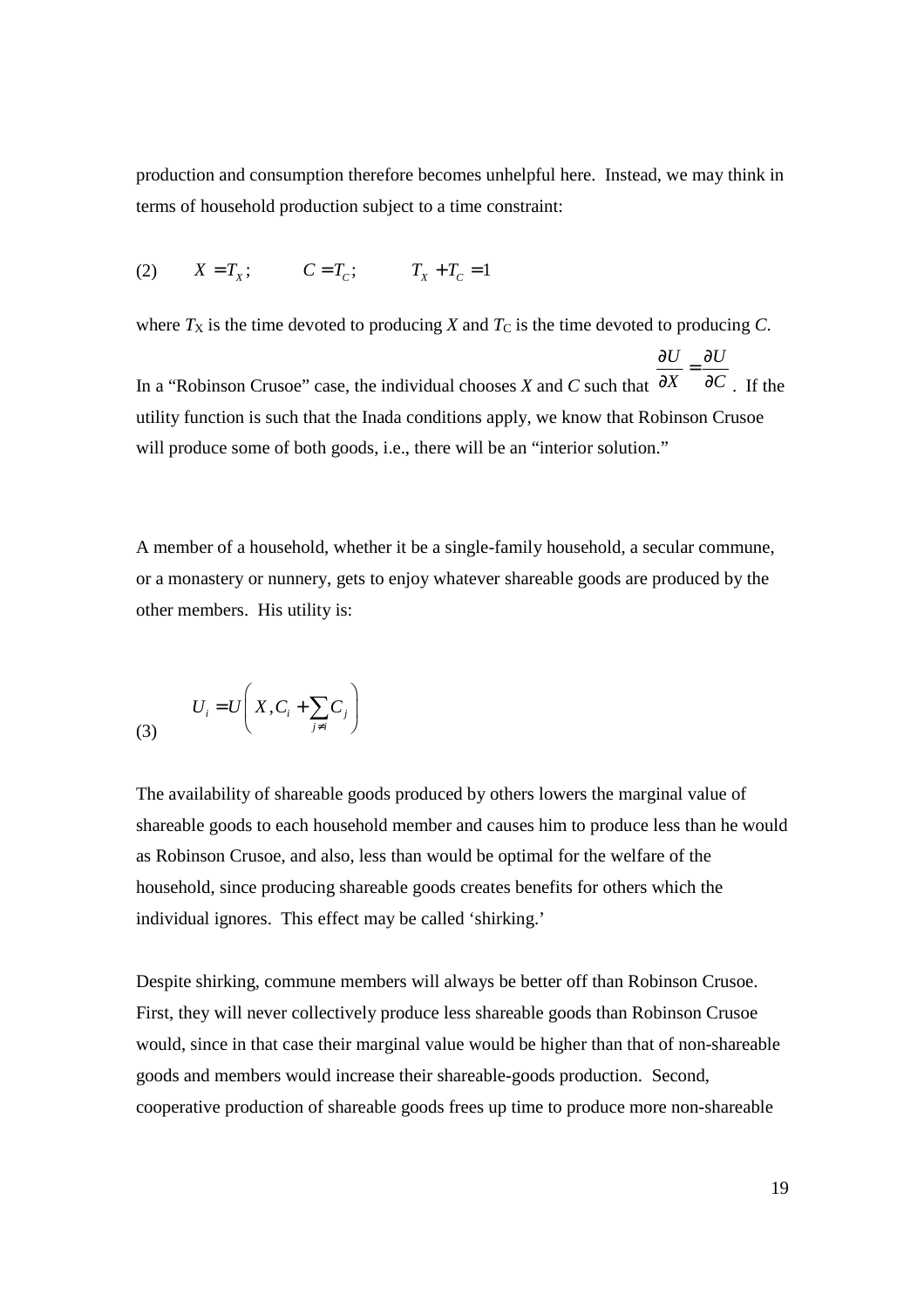production and consumption therefore becomes unhelpful here. Instead, we may think in terms of household production subject to a time constraint:

$$(2) \qquad X = T_X; \qquad C = T_C; \qquad T_X + T_C = 1$$

where $T_X$ is the time devoted to producing *X* and $T_C$ is the time devoted to producing *C*.

In a "Robinson Crusoe" case, the individual chooses *X* and *C* such that $\frac{\partial U}{\partial X} = \frac{\partial U}{\partial C}$. If the utility function is such that the Inada conditions apply, we know that Robinson Crusoe will produce some of both goods, i.e., there will be an "interior solution."

A member of a household, whether it be a single-family household, a secular commune, or a monastery or nunnery, gets to enjoy whatever shareable goods are produced by the other members. His utility is:

$$(3) \qquad U_i = U\left( X, C_i + \sum_{j \neq i} C_j \right)$$

The availability of shareable goods produced by others lowers the marginal value of shareable goods to each household member and causes him to produce less than he would as Robinson Crusoe, and also, less than would be optimal for the welfare of the household, since producing shareable goods creates benefits for others which the individual ignores. This effect may be called 'shirking.'

Despite shirking, commune members will always be better off than Robinson Crusoe. First, they will never collectively produce less shareable goods than Robinson Crusoe would, since in that case their marginal value would be higher than that of non-shareable goods and members would increase their shareable-goods production. Second, cooperative production of shareable goods frees up time to produce more non-shareable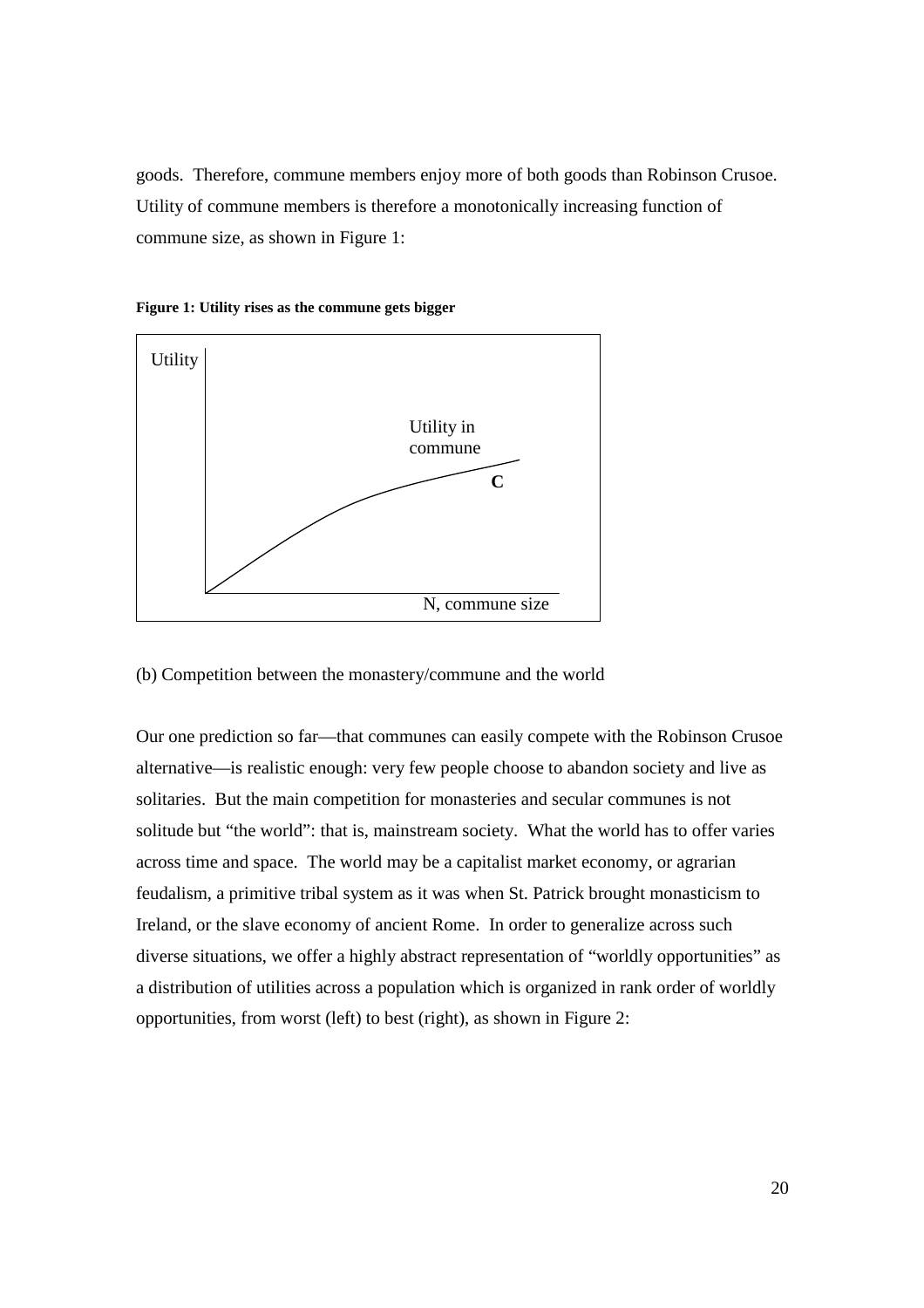goods. Therefore, commune members enjoy more of both goods than Robinson Crusoe. Utility of commune members is therefore a monotonically increasing function of commune size, as shown in Figure 1:

**Figure 1: Utility rises as the commune gets bigger**

(b) Competition between the monastery/commune and the world

Our one prediction so far—that communes can easily compete with the Robinson Crusoe alternative—is realistic enough: very few people choose to abandon society and live as solitaries. But the main competition for monasteries and secular communes is not solitude but "the world": that is, mainstream society. What the world has to offer varies across time and space. The world may be a capitalist market economy, or agrarian feudalism, a primitive tribal system as it was when St. Patrick brought monasticism to Ireland, or the slave economy of ancient Rome. In order to generalize across such diverse situations, we offer a highly abstract representation of "worldly opportunities" as a distribution of utilities across a population which is organized in rank order of worldly opportunities, from worst (left) to best (right), as shown in Figure 2: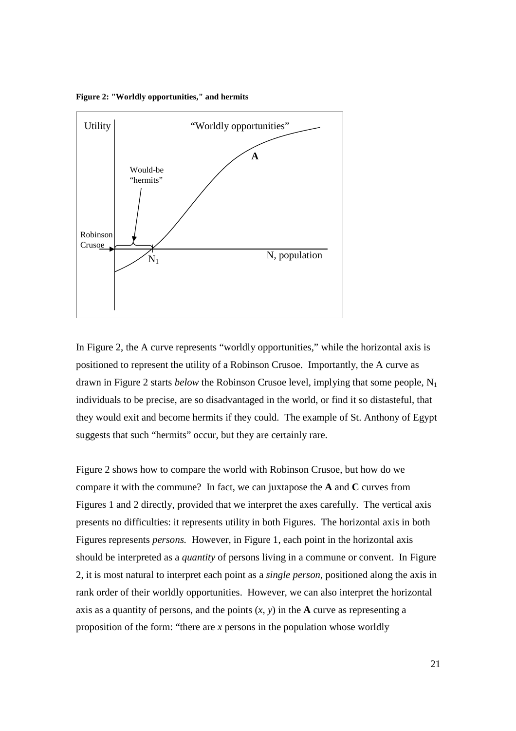**Figure 2: "Worldly opportunities," and hermits**

In Figure 2, the A curve represents "worldly opportunities," while the horizontal axis is positioned to represent the utility of a Robinson Crusoe. Importantly, the A curve as drawn in Figure 2 starts *below* the Robinson Crusoe level, implying that some people, $N_1$ individuals to be precise, are so disadvantaged in the world, or find it so distasteful, that they would exit and become hermits if they could. The example of St. Anthony of Egypt suggests that such "hermits" occur, but they are certainly rare.

Figure 2 shows how to compare the world with Robinson Crusoe, but how do we compare it with the commune? In fact, we can juxtapose the **A** and **C** curves from Figures 1 and 2 directly, provided that we interpret the axes carefully. The vertical axis presents no difficulties: it represents utility in both Figures. The horizontal axis in both Figures represents *persons.* However, in Figure 1, each point in the horizontal axis should be interpreted as a *quantity* of persons living in a commune or convent. In Figure 2, it is most natural to interpret each point as a *single person*, positioned along the axis in rank order of their worldly opportunities. However, we can also interpret the horizontal axis as a quantity of persons, and the points $(x, y)$ in the **A** curve as representing a proposition of the form: "there are $x$ persons in the population whose worldly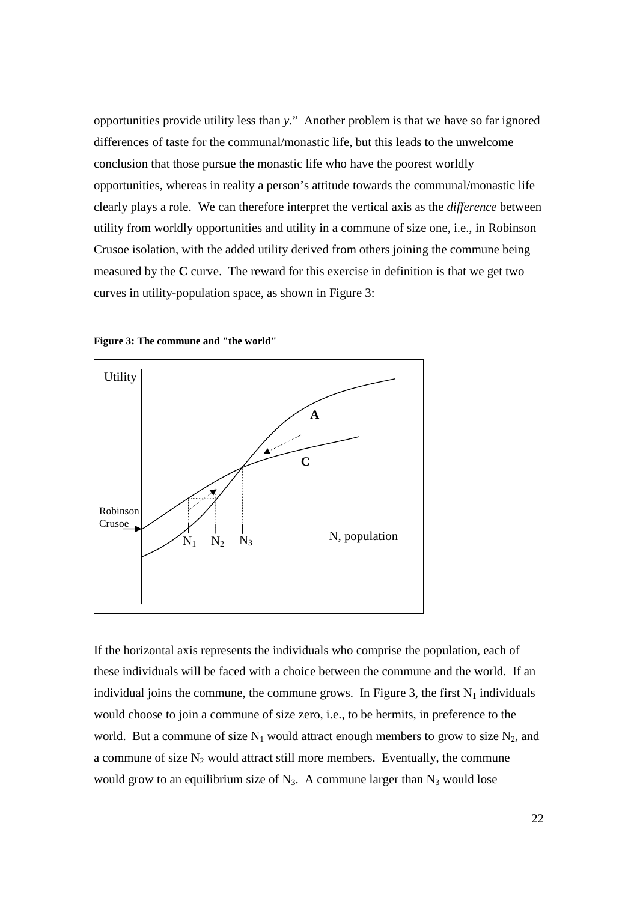opportunities provide utility less than *y*." Another problem is that we have so far ignored differences of taste for the communal/monastic life, but this leads to the unwelcome conclusion that those pursue the monastic life who have the poorest worldly opportunities, whereas in reality a person's attitude towards the communal/monastic life clearly plays a role. We can therefore interpret the vertical axis as the *difference* between utility from worldly opportunities and utility in a commune of size one, i.e., in Robinson Crusoe isolation, with the added utility derived from others joining the commune being measured by the **C** curve. The reward for this exercise in definition is that we get two curves in utility-population space, as shown in Figure 3:

**Figure 3: The commune and "the world"**

If the horizontal axis represents the individuals who comprise the population, each of these individuals will be faced with a choice between the commune and the world. If an individual joins the commune, the commune grows. In Figure 3, the first $N_1$ individuals would choose to join a commune of size zero, i.e., to be hermits, in preference to the world. But a commune of size $N_1$ would attract enough members to grow to size $N_2$, and a commune of size $N_2$ would attract still more members. Eventually, the commune would grow to an equilibrium size of $N_3$. A commune larger than $N_3$ would lose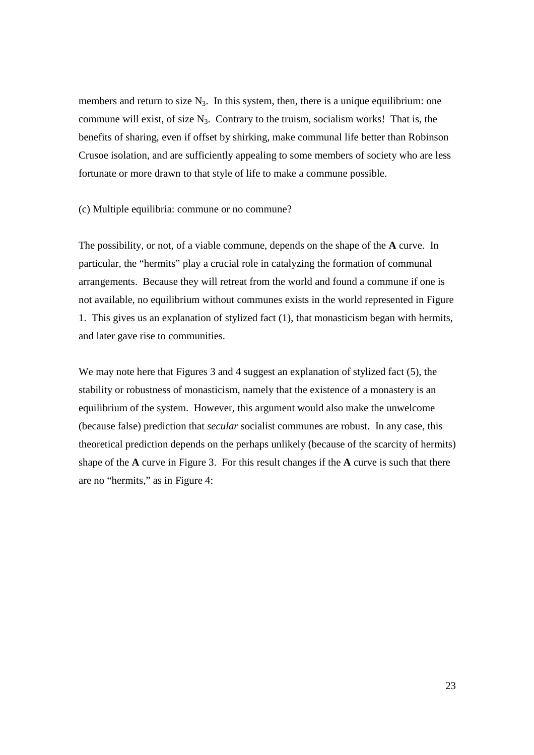members and return to size $N_3$. In this system, then, there is a unique equilibrium: one commune will exist, of size $N_3$. Contrary to the truism, socialism works! That is, the benefits of sharing, even if offset by shirking, make communal life better than Robinson Crusoe isolation, and are sufficiently appealing to some members of society who are less fortunate or more drawn to that style of life to make a commune possible.

(c) Multiple equilibria: commune or no commune?

The possibility, or not, of a viable commune, depends on the shape of the **A** curve. In particular, the "hermits" play a crucial role in catalyzing the formation of communal arrangements. Because they will retreat from the world and found a commune if one is not available, no equilibrium without communes exists in the world represented in Figure 1. This gives us an explanation of stylized fact (1), that monasticism began with hermits, and later gave rise to communities.

We may note here that Figures 3 and 4 suggest an explanation of stylized fact (5), the stability or robustness of monasticism, namely that the existence of a monastery is an equilibrium of the system. However, this argument would also make the unwelcome (because false) prediction that *secular* socialist communes are robust. In any case, this theoretical prediction depends on the perhaps unlikely (because of the scarcity of hermits) shape of the **A** curve in Figure 3. For this result changes if the **A** curve is such that there are no "hermits," as in Figure 4: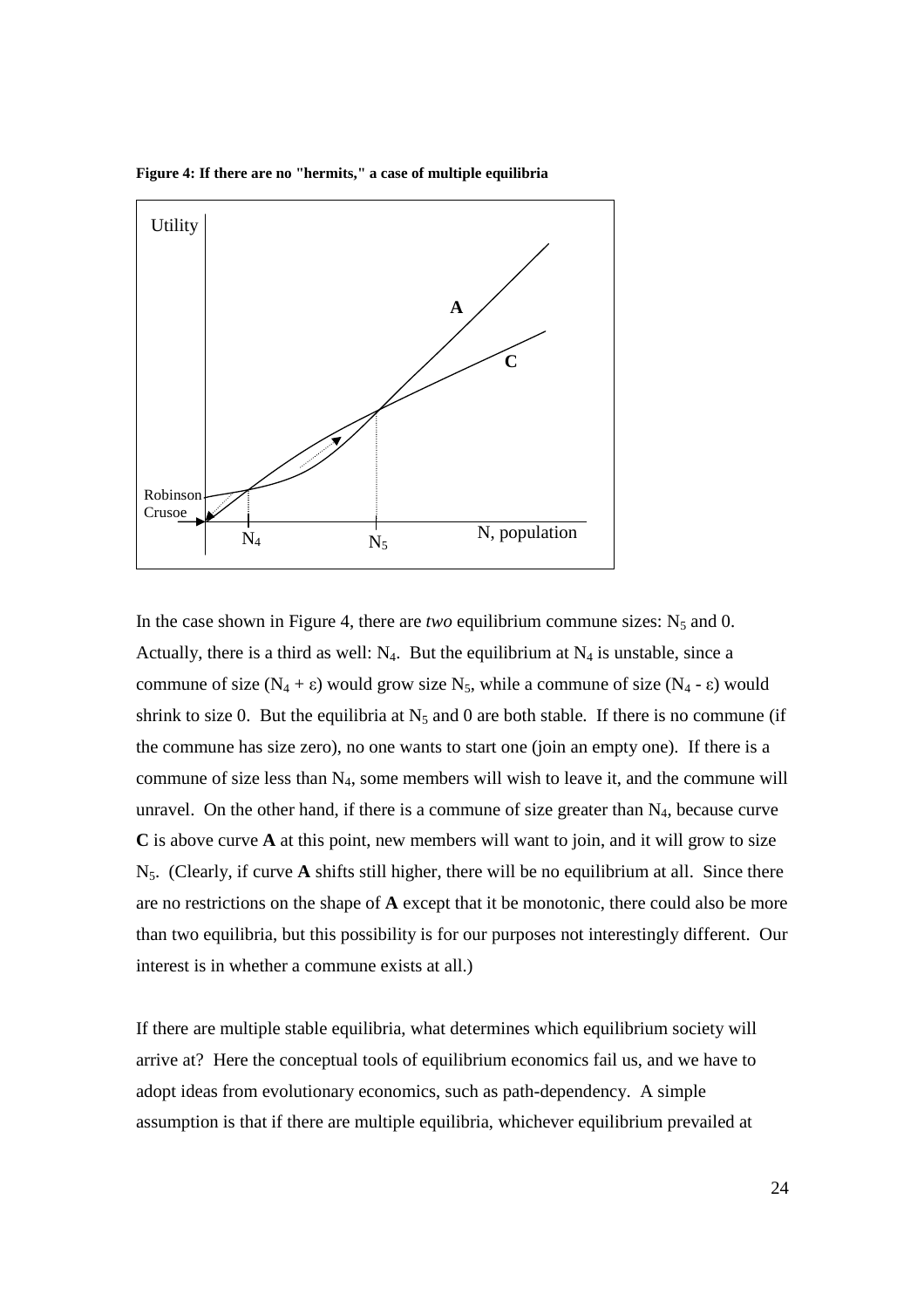**Figure 4: If there are no "hermits," a case of multiple equilibria**

In the case shown in Figure 4, there are *two* equilibrium commune sizes: $N_5$ and 0. Actually, there is a third as well: $N_4$. But the equilibrium at $N_4$ is unstable, since a commune of size ($N_4 + \varepsilon$) would grow size $N_5$, while a commune of size ($N_4 - \varepsilon$) would shrink to size 0. But the equilibria at $N_5$ and 0 are both stable. If there is no commune (if the commune has size zero), no one wants to start one (join an empty one). If there is a commune of size less than $N_4$, some members will wish to leave it, and the commune will unravel. On the other hand, if there is a commune of size greater than $N_4$, because curve **C** is above curve **A** at this point, new members will want to join, and it will grow to size $N_5$. (Clearly, if curve **A** shifts still higher, there will be no equilibrium at all. Since there are no restrictions on the shape of **A** except that it be monotonic, there could also be more than two equilibria, but this possibility is for our purposes not interestingly different. Our interest is in whether a commune exists at all.)

If there are multiple stable equilibria, what determines which equilibrium society will arrive at? Here the conceptual tools of equilibrium economics fail us, and we have to adopt ideas from evolutionary economics, such as path-dependency. A simple assumption is that if there are multiple equilibria, whichever equilibrium prevailed at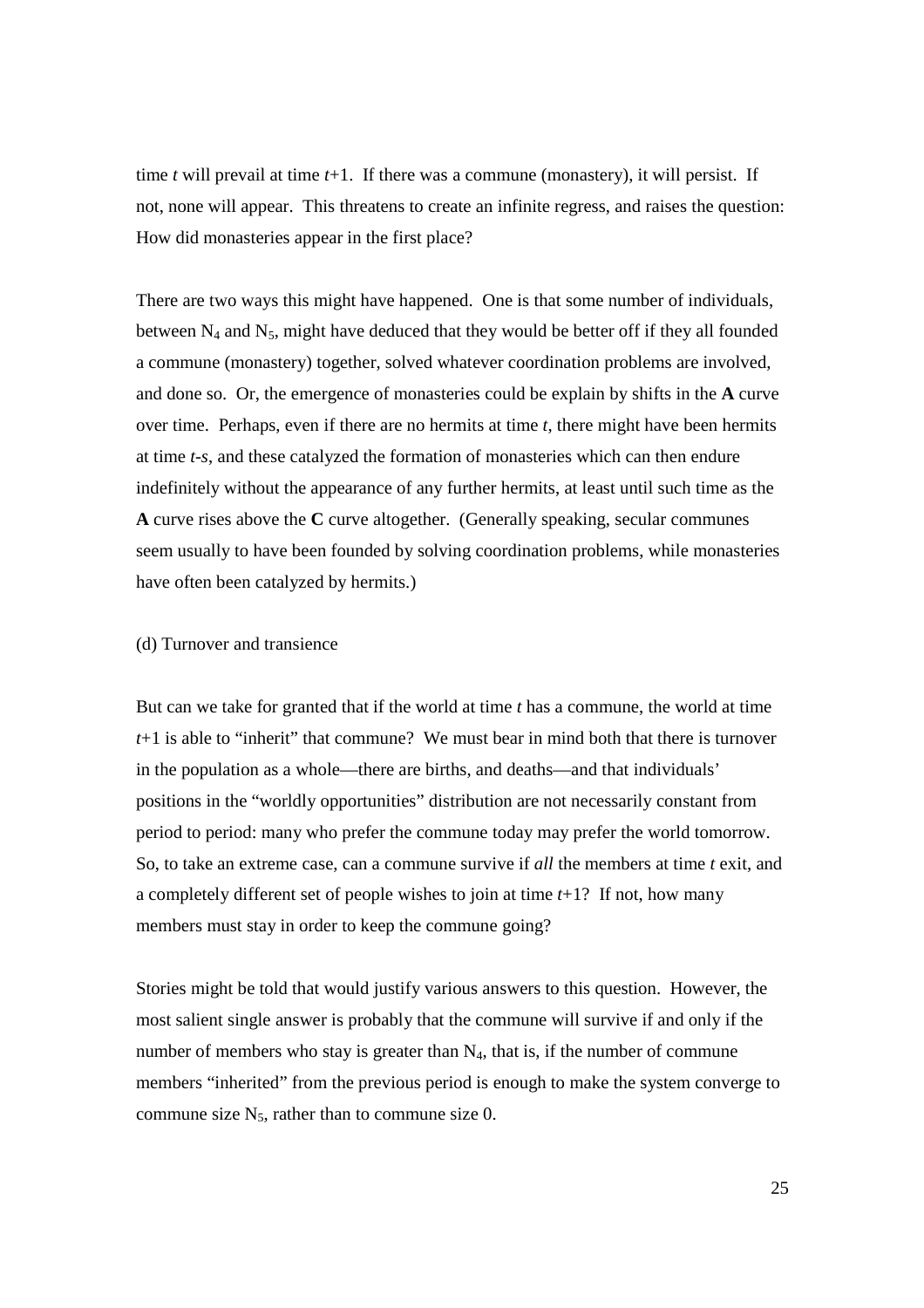time $t$ will prevail at time $t$+1. If there was a commune (monastery), it will persist. If not, none will appear. This threatens to create an infinite regress, and raises the question: How did monasteries appear in the first place?

There are two ways this might have happened. One is that some number of individuals, between $N_4$ and $N_5$, might have deduced that they would be better off if they all founded a commune (monastery) together, solved whatever coordination problems are involved, and done so. Or, the emergence of monasteries could be explain by shifts in the **A** curve over time. Perhaps, even if there are no hermits at time $t$, there might have been hermits at time $t$-$s$, and these catalyzed the formation of monasteries which can then endure indefinitely without the appearance of any further hermits, at least until such time as the **A** curve rises above the **C** curve altogether. (Generally speaking, secular communes seem usually to have been founded by solving coordination problems, while monasteries have often been catalyzed by hermits.)

(d) Turnover and transience

But can we take for granted that if the world at time $t$ has a commune, the world at time $t$+1 is able to "inherit" that commune? We must bear in mind both that there is turnover in the population as a whole—there are births, and deaths—and that individuals' positions in the "worldly opportunities" distribution are not necessarily constant from period to period: many who prefer the commune today may prefer the world tomorrow. So, to take an extreme case, can a commune survive if *all* the members at time $t$ exit, and a completely different set of people wishes to join at time $t$+1? If not, how many members must stay in order to keep the commune going?

Stories might be told that would justify various answers to this question. However, the most salient single answer is probably that the commune will survive if and only if the number of members who stay is greater than $N_4$, that is, if the number of commune members "inherited" from the previous period is enough to make the system converge to commune size $N_5$, rather than to commune size 0.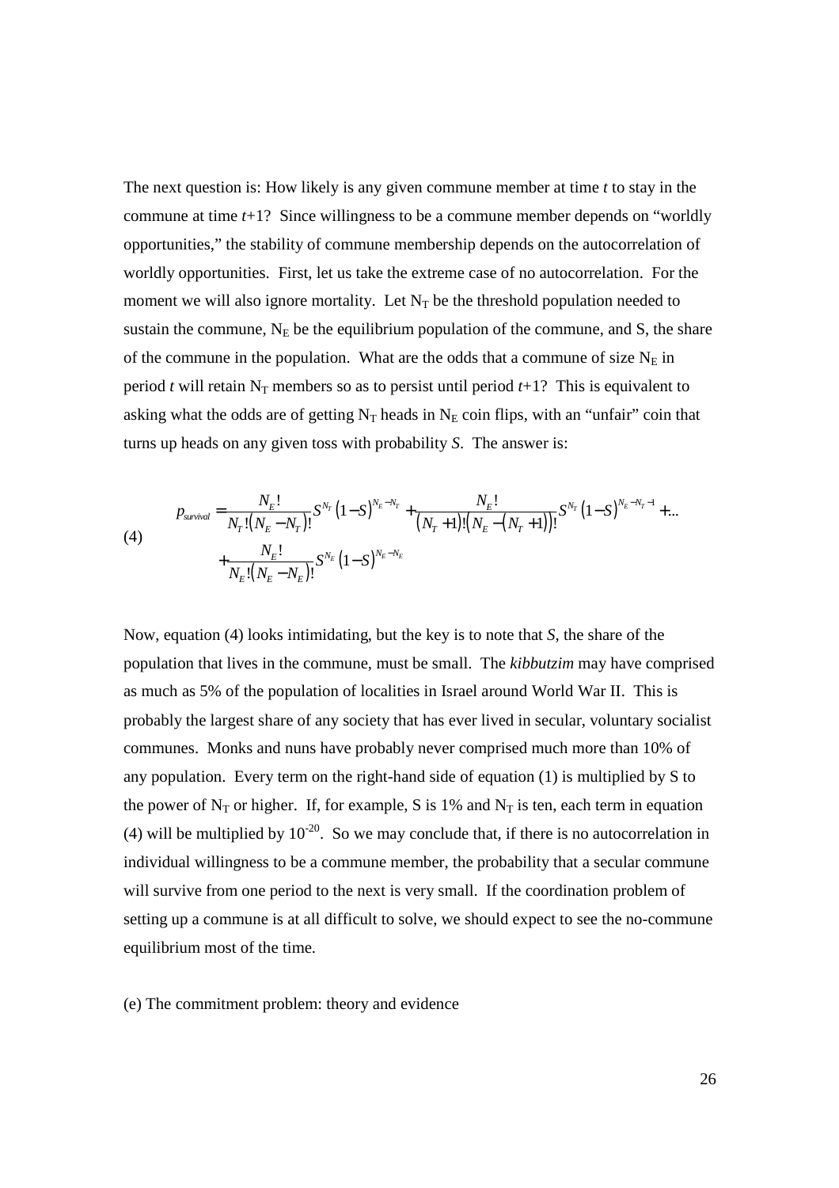The next question is: How likely is any given commune member at time $t$ to stay in the commune at time $t$+1? Since willingness to be a commune member depends on "worldly opportunities," the stability of commune membership depends on the autocorrelation of worldly opportunities. First, let us take the extreme case of no autocorrelation. For the moment we will also ignore mortality. Let $N_T$ be the threshold population needed to sustain the commune, $N_E$ be the equilibrium population of the commune, and S, the share of the commune in the population. What are the odds that a commune of size $N_E$ in period $t$ will retain $N_T$ members so as to persist until period $t$+1? This is equivalent to asking what the odds are of getting $N_T$ heads in $N_E$ coin flips, with an "unfair" coin that turns up heads on any given toss with probability $S$. The answer is:

$$
\begin{aligned}
(4) \qquad p_{survival} = & \frac{N_E!}{N_T!(N_E - N_T)!} S^{N_T}(1-S)^{N_E - N_T} + \frac{N_E!}{(N_T+1)!(N_E-(N_T+1))!} S^{N_T}(1-S)^{N_E - N_T - 1} + \ldots \\
& + \frac{N_E!}{N_E!(N_E - N_E)!} S^{N_E}(1-S)^{N_E - N_E}
\end{aligned}
$$

Now, equation (4) looks intimidating, but the key is to note that $S$, the share of the population that lives in the commune, must be small. The *kibbutzim* may have comprised as much as 5% of the population of localities in Israel around World War II. This is probably the largest share of any society that has ever lived in secular, voluntary socialist communes. Monks and nuns have probably never comprised much more than 10% of any population. Every term on the right-hand side of equation (1) is multiplied by S to the power of $N_T$ or higher. If, for example, S is 1% and $N_T$ is ten, each term in equation (4) will be multiplied by $10^{-20}$. So we may conclude that, if there is no autocorrelation in individual willingness to be a commune member, the probability that a secular commune will survive from one period to the next is very small. If the coordination problem of setting up a commune is at all difficult to solve, we should expect to see the no-commune equilibrium most of the time.

(e) The commitment problem: theory and evidence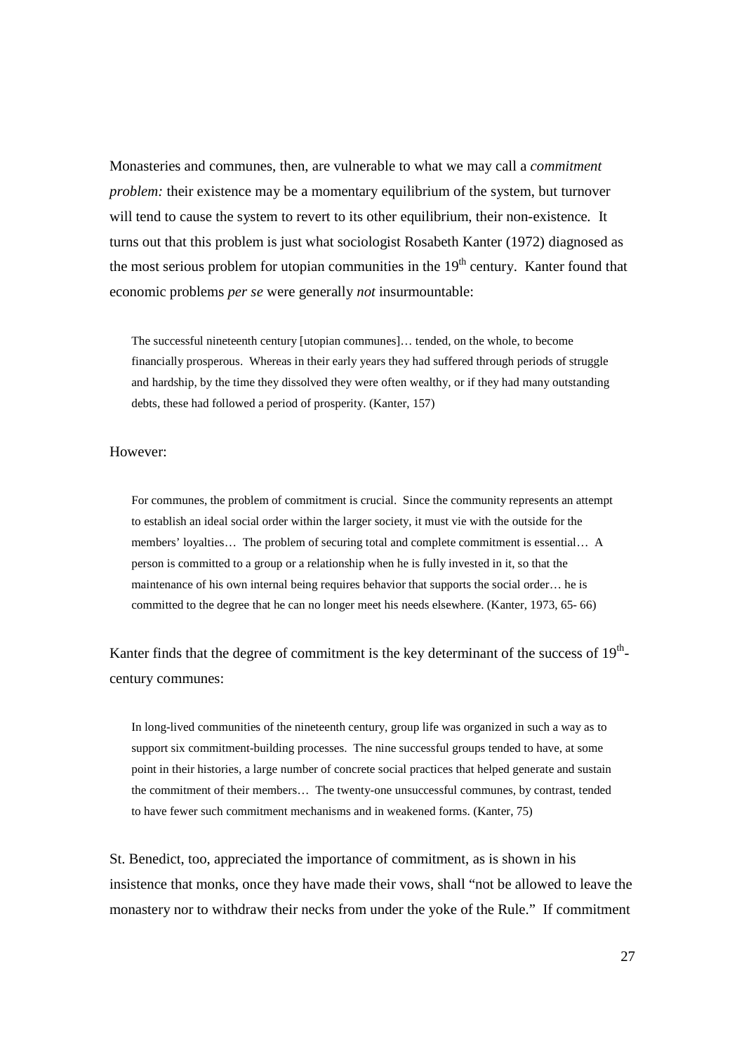Monasteries and communes, then, are vulnerable to what we may call a *commitment problem:* their existence may be a momentary equilibrium of the system, but turnover will tend to cause the system to revert to its other equilibrium, their non-existence. It turns out that this problem is just what sociologist Rosabeth Kanter (1972) diagnosed as the most serious problem for utopian communities in the 19th century. Kanter found that economic problems *per se* were generally *not* insurmountable:

> The successful nineteenth century [utopian communes]… tended, on the whole, to become financially prosperous. Whereas in their early years they had suffered through periods of struggle and hardship, by the time they dissolved they were often wealthy, or if they had many outstanding debts, these had followed a period of prosperity. (Kanter, 157)

However:

> For communes, the problem of commitment is crucial. Since the community represents an attempt to establish an ideal social order within the larger society, it must vie with the outside for the members' loyalties… The problem of securing total and complete commitment is essential… A person is committed to a group or a relationship when he is fully invested in it, so that the maintenance of his own internal being requires behavior that supports the social order… he is committed to the degree that he can no longer meet his needs elsewhere. (Kanter, 1973, 65- 66)

Kanter finds that the degree of commitment is the key determinant of the success of 19th-century communes:

> In long-lived communities of the nineteenth century, group life was organized in such a way as to support six commitment-building processes. The nine successful groups tended to have, at some point in their histories, a large number of concrete social practices that helped generate and sustain the commitment of their members… The twenty-one unsuccessful communes, by contrast, tended to have fewer such commitment mechanisms and in weakened forms. (Kanter, 75)

St. Benedict, too, appreciated the importance of commitment, as is shown in his insistence that monks, once they have made their vows, shall "not be allowed to leave the monastery nor to withdraw their necks from under the yoke of the Rule." If commitment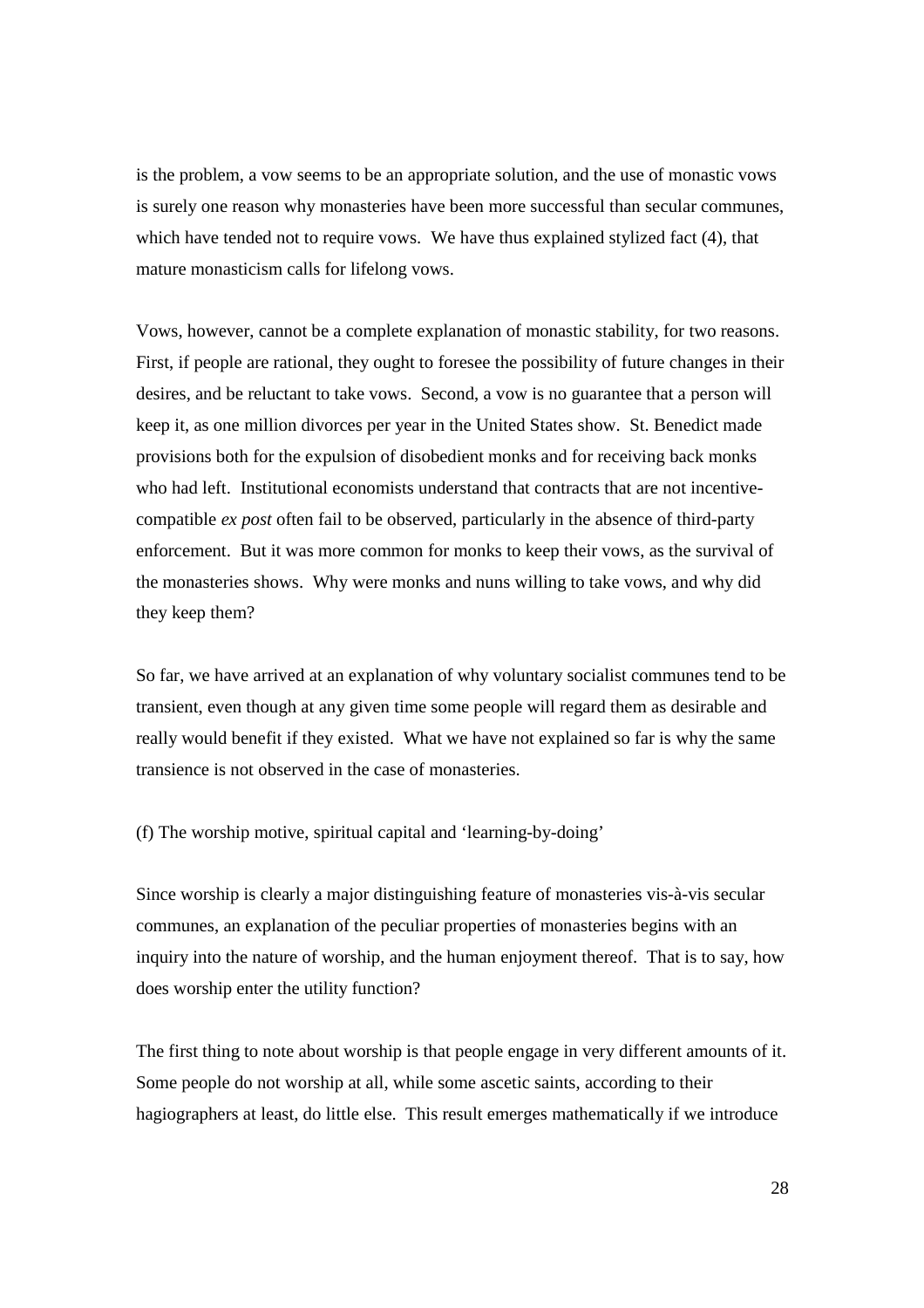is the problem, a vow seems to be an appropriate solution, and the use of monastic vows is surely one reason why monasteries have been more successful than secular communes, which have tended not to require vows. We have thus explained stylized fact (4), that mature monasticism calls for lifelong vows.

Vows, however, cannot be a complete explanation of monastic stability, for two reasons. First, if people are rational, they ought to foresee the possibility of future changes in their desires, and be reluctant to take vows. Second, a vow is no guarantee that a person will keep it, as one million divorces per year in the United States show. St. Benedict made provisions both for the expulsion of disobedient monks and for receiving back monks who had left. Institutional economists understand that contracts that are not incentive-compatible *ex post* often fail to be observed, particularly in the absence of third-party enforcement. But it was more common for monks to keep their vows, as the survival of the monasteries shows. Why were monks and nuns willing to take vows, and why did they keep them?

So far, we have arrived at an explanation of why voluntary socialist communes tend to be transient, even though at any given time some people will regard them as desirable and really would benefit if they existed. What we have not explained so far is why the same transience is not observed in the case of monasteries.

(f) The worship motive, spiritual capital and 'learning-by-doing'

Since worship is clearly a major distinguishing feature of monasteries vis-à-vis secular communes, an explanation of the peculiar properties of monasteries begins with an inquiry into the nature of worship, and the human enjoyment thereof. That is to say, how does worship enter the utility function?

The first thing to note about worship is that people engage in very different amounts of it. Some people do not worship at all, while some ascetic saints, according to their hagiographers at least, do little else. This result emerges mathematically if we introduce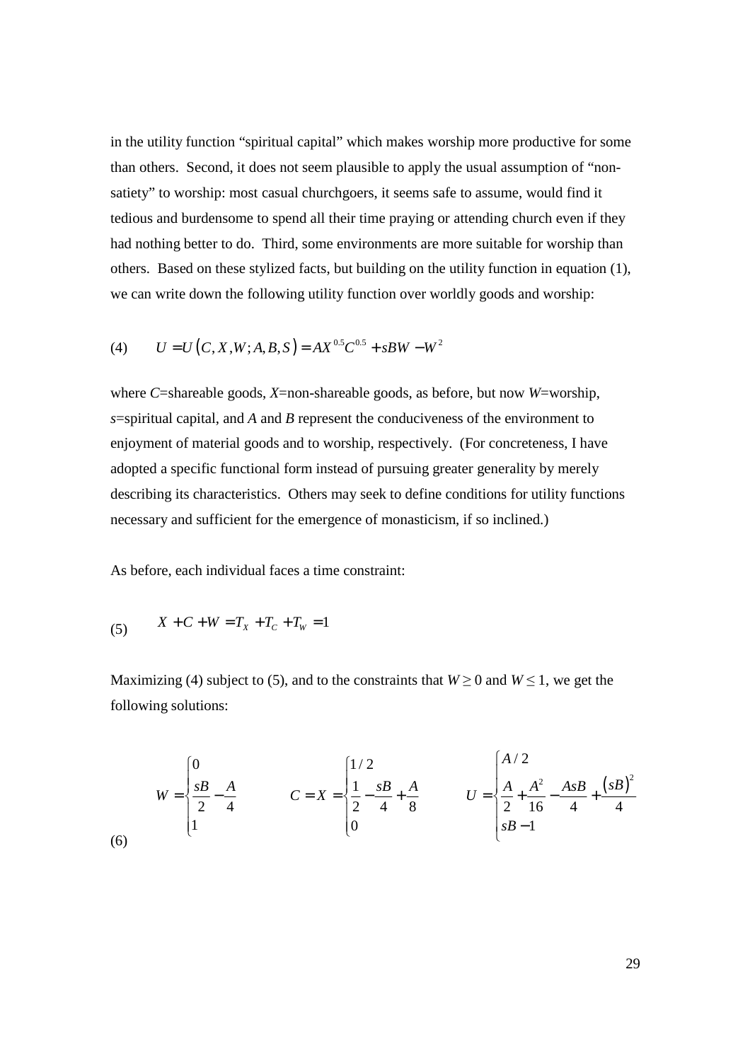in the utility function "spiritual capital" which makes worship more productive for some than others. Second, it does not seem plausible to apply the usual assumption of "non-satiety" to worship: most casual churchgoers, it seems safe to assume, would find it tedious and burdensome to spend all their time praying or attending church even if they had nothing better to do. Third, some environments are more suitable for worship than others. Based on these stylized facts, but building on the utility function in equation (1), we can write down the following utility function over worldly goods and worship:

$$(4) \qquad U = U(C, X, W; A, B, S) = AX^{0.5}C^{0.5} + sBW - W^2$$

where $C$=shareable goods, $X$=non-shareable goods, as before, but now $W$=worship, $s$=spiritual capital, and $A$ and $B$ represent the conduciveness of the environment to enjoyment of material goods and to worship, respectively. (For concreteness, I have adopted a specific functional form instead of pursuing greater generality by merely describing its characteristics. Others may seek to define conditions for utility functions necessary and sufficient for the emergence of monasticism, if so inclined.)

As before, each individual faces a time constraint:

$$(5) \qquad X + C + W = T_X + T_C + T_W = 1$$

Maximizing (4) subject to (5), and to the constraints that $W \geq 0$ and $W \leq 1$, we get the following solutions:

$$(6) \qquad W = \begin{cases} 0 \\ \dfrac{sB}{2} - \dfrac{A}{4} \\ 1 \end{cases} \qquad C = X = \begin{cases} 1/2 \\ \dfrac{1}{2} - \dfrac{sB}{4} + \dfrac{A}{8} \\ 0 \end{cases} \qquad U = \begin{cases} A/2 \\ \dfrac{A}{2} + \dfrac{A^2}{16} - \dfrac{AsB}{4} + \dfrac{(sB)^2}{4} \\ sB - 1 \end{cases}$$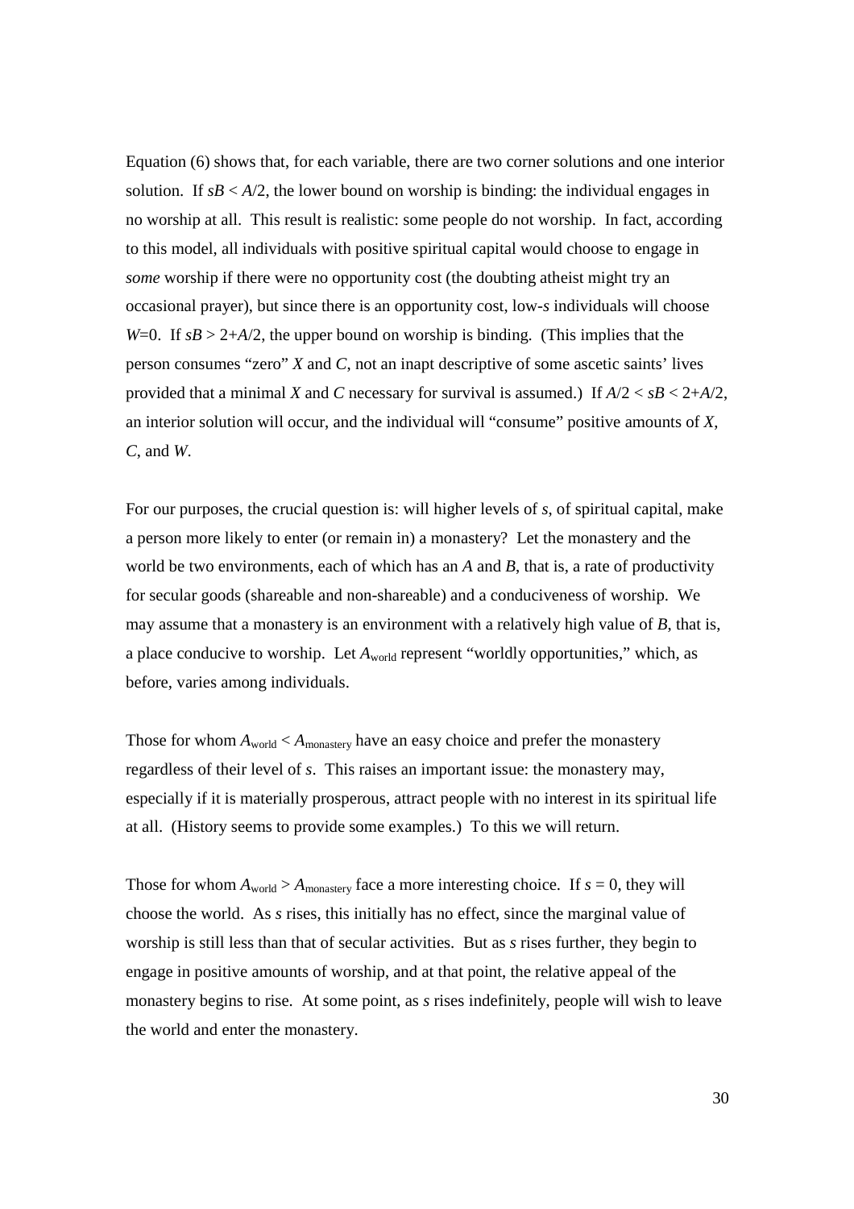Equation (6) shows that, for each variable, there are two corner solutions and one interior solution. If $sB < A/2$, the lower bound on worship is binding: the individual engages in no worship at all. This result is realistic: some people do not worship. In fact, according to this model, all individuals with positive spiritual capital would choose to engage in *some* worship if there were no opportunity cost (the doubting atheist might try an occasional prayer), but since there is an opportunity cost, low-$s$ individuals will choose $W$=0. If $sB > 2+A/2$, the upper bound on worship is binding. (This implies that the person consumes "zero" $X$ and $C$, not an inapt descriptive of some ascetic saints' lives provided that a minimal $X$ and $C$ necessary for survival is assumed.) If $A/2 < sB < 2+A/2$, an interior solution will occur, and the individual will "consume" positive amounts of $X$, $C$, and $W$.

For our purposes, the crucial question is: will higher levels of $s$, of spiritual capital, make a person more likely to enter (or remain in) a monastery? Let the monastery and the world be two environments, each of which has an $A$ and $B$, that is, a rate of productivity for secular goods (shareable and non-shareable) and a conduciveness of worship. We may assume that a monastery is an environment with a relatively high value of $B$, that is, a place conducive to worship. Let $A_{\text{world}}$ represent "worldly opportunities," which, as before, varies among individuals.

Those for whom $A_{\text{world}} < A_{\text{monastery}}$ have an easy choice and prefer the monastery regardless of their level of $s$. This raises an important issue: the monastery may, especially if it is materially prosperous, attract people with no interest in its spiritual life at all. (History seems to provide some examples.) To this we will return.

Those for whom $A_{\text{world}} > A_{\text{monastery}}$ face a more interesting choice. If $s = 0$, they will choose the world. As $s$ rises, this initially has no effect, since the marginal value of worship is still less than that of secular activities. But as $s$ rises further, they begin to engage in positive amounts of worship, and at that point, the relative appeal of the monastery begins to rise. At some point, as $s$ rises indefinitely, people will wish to leave the world and enter the monastery.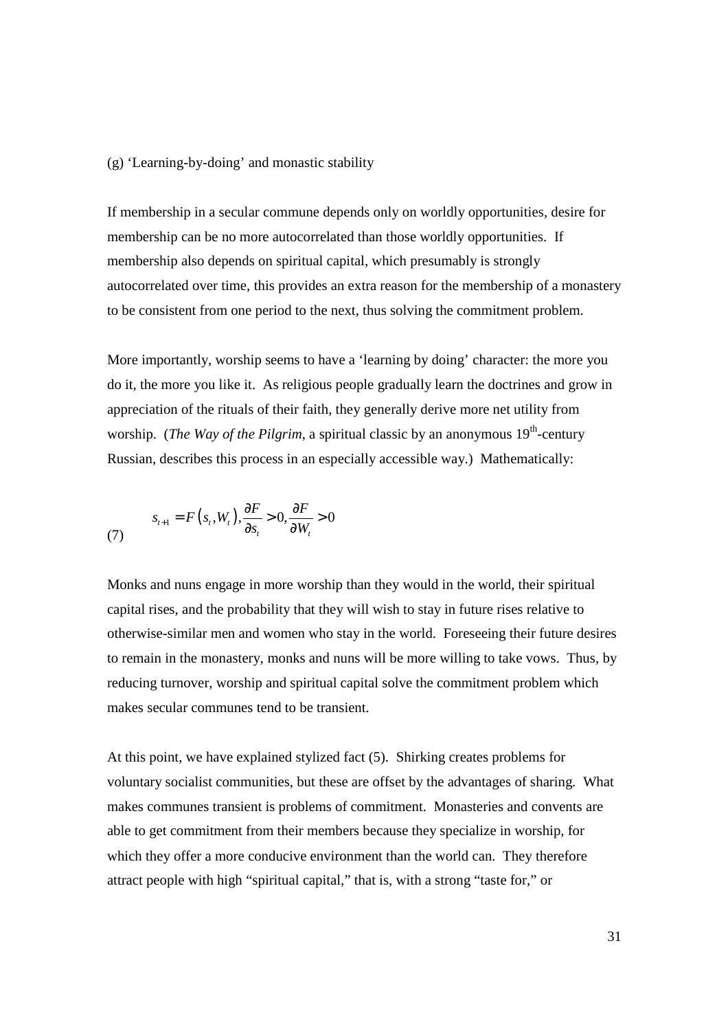(g) 'Learning-by-doing' and monastic stability

If membership in a secular commune depends only on worldly opportunities, desire for membership can be no more autocorrelated than those worldly opportunities. If membership also depends on spiritual capital, which presumably is strongly autocorrelated over time, this provides an extra reason for the membership of a monastery to be consistent from one period to the next, thus solving the commitment problem.

More importantly, worship seems to have a 'learning by doing' character: the more you do it, the more you like it. As religious people gradually learn the doctrines and grow in appreciation of the rituals of their faith, they generally derive more net utility from worship. (*The Way of the Pilgrim*, a spiritual classic by an anonymous 19th-century Russian, describes this process in an especially accessible way.) Mathematically:

$$s_{t+1} = F\left(s_t, W_t\right), \frac{\partial F}{\partial s_t} > 0, \frac{\partial F}{\partial W_t} > 0 \tag{7}$$

Monks and nuns engage in more worship than they would in the world, their spiritual capital rises, and the probability that they will wish to stay in future rises relative to otherwise-similar men and women who stay in the world. Foreseeing their future desires to remain in the monastery, monks and nuns will be more willing to take vows. Thus, by reducing turnover, worship and spiritual capital solve the commitment problem which makes secular communes tend to be transient.

At this point, we have explained stylized fact (5). Shirking creates problems for voluntary socialist communities, but these are offset by the advantages of sharing. What makes communes transient is problems of commitment. Monasteries and convents are able to get commitment from their members because they specialize in worship, for which they offer a more conducive environment than the world can. They therefore attract people with high "spiritual capital," that is, with a strong "taste for," or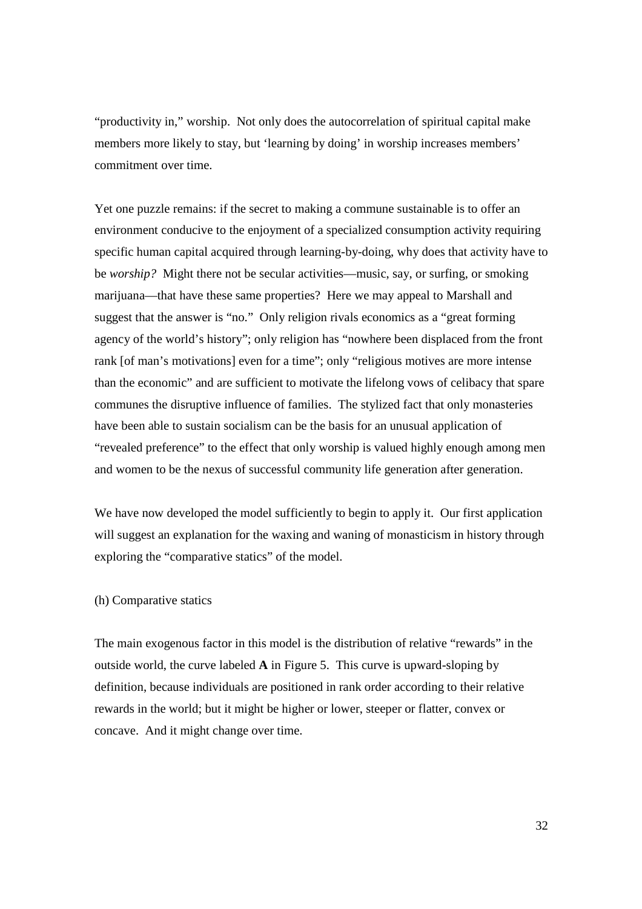"productivity in," worship. Not only does the autocorrelation of spiritual capital make members more likely to stay, but 'learning by doing' in worship increases members' commitment over time.

Yet one puzzle remains: if the secret to making a commune sustainable is to offer an environment conducive to the enjoyment of a specialized consumption activity requiring specific human capital acquired through learning-by-doing, why does that activity have to be *worship?* Might there not be secular activities—music, say, or surfing, or smoking marijuana—that have these same properties? Here we may appeal to Marshall and suggest that the answer is "no." Only religion rivals economics as a "great forming agency of the world's history"; only religion has "nowhere been displaced from the front rank [of man's motivations] even for a time"; only "religious motives are more intense than the economic" and are sufficient to motivate the lifelong vows of celibacy that spare communes the disruptive influence of families. The stylized fact that only monasteries have been able to sustain socialism can be the basis for an unusual application of "revealed preference" to the effect that only worship is valued highly enough among men and women to be the nexus of successful community life generation after generation.

We have now developed the model sufficiently to begin to apply it. Our first application will suggest an explanation for the waxing and waning of monasticism in history through exploring the "comparative statics" of the model.

(h) Comparative statics

The main exogenous factor in this model is the distribution of relative "rewards" in the outside world, the curve labeled **A** in Figure 5. This curve is upward-sloping by definition, because individuals are positioned in rank order according to their relative rewards in the world; but it might be higher or lower, steeper or flatter, convex or concave. And it might change over time.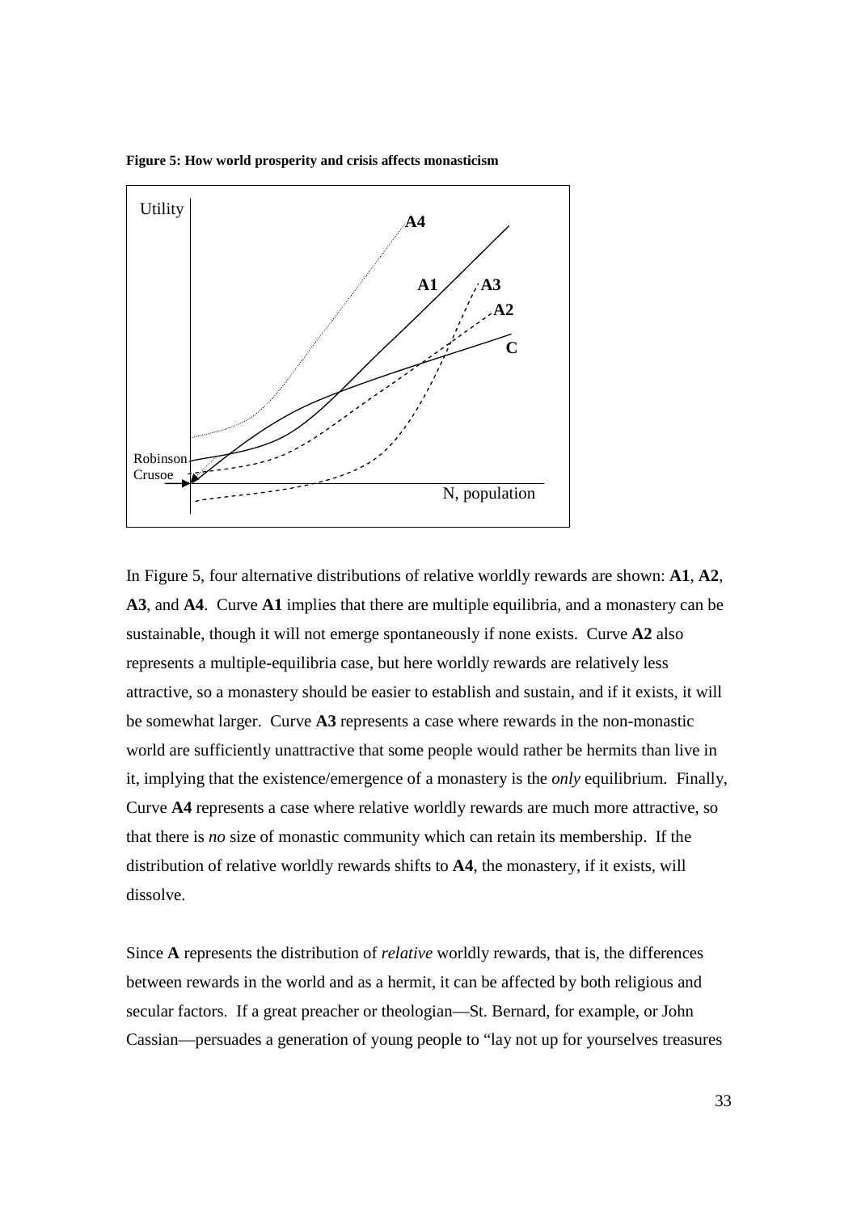**Figure 5: How world prosperity and crisis affects monasticism**

In Figure 5, four alternative distributions of relative worldly rewards are shown: **A1**, **A2**, **A3**, and **A4**. Curve **A1** implies that there are multiple equilibria, and a monastery can be sustainable, though it will not emerge spontaneously if none exists. Curve **A2** also represents a multiple-equilibria case, but here worldly rewards are relatively less attractive, so a monastery should be easier to establish and sustain, and if it exists, it will be somewhat larger. Curve **A3** represents a case where rewards in the non-monastic world are sufficiently unattractive that some people would rather be hermits than live in it, implying that the existence/emergence of a monastery is the *only* equilibrium. Finally, Curve **A4** represents a case where relative worldly rewards are much more attractive, so that there is *no* size of monastic community which can retain its membership. If the distribution of relative worldly rewards shifts to **A4**, the monastery, if it exists, will dissolve.

Since **A** represents the distribution of *relative* worldly rewards, that is, the differences between rewards in the world and as a hermit, it can be affected by both religious and secular factors. If a great preacher or theologian—St. Bernard, for example, or John Cassian—persuades a generation of young people to "lay not up for yourselves treasures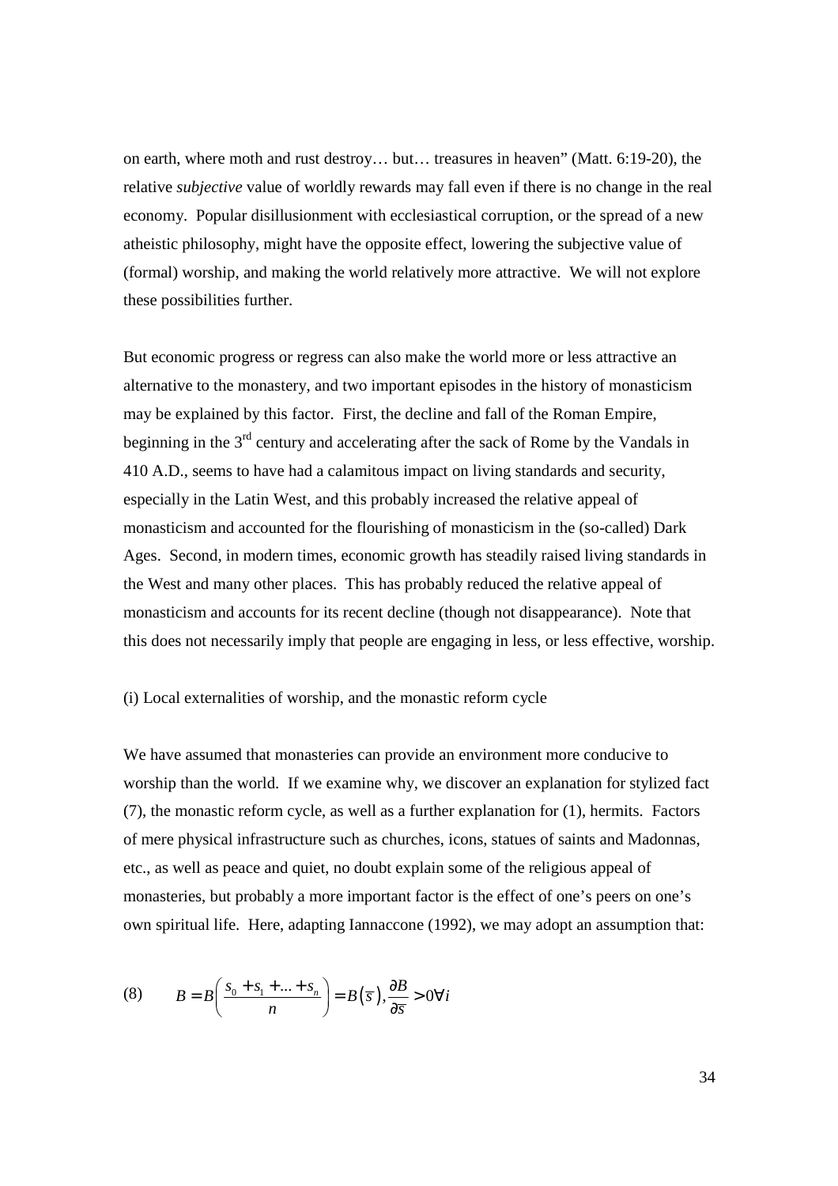on earth, where moth and rust destroy… but… treasures in heaven" (Matt. 6:19-20), the relative *subjective* value of worldly rewards may fall even if there is no change in the real economy. Popular disillusionment with ecclesiastical corruption, or the spread of a new atheistic philosophy, might have the opposite effect, lowering the subjective value of (formal) worship, and making the world relatively more attractive. We will not explore these possibilities further.

But economic progress or regress can also make the world more or less attractive an alternative to the monastery, and two important episodes in the history of monasticism may be explained by this factor. First, the decline and fall of the Roman Empire, beginning in the 3rd century and accelerating after the sack of Rome by the Vandals in 410 A.D., seems to have had a calamitous impact on living standards and security, especially in the Latin West, and this probably increased the relative appeal of monasticism and accounted for the flourishing of monasticism in the (so-called) Dark Ages. Second, in modern times, economic growth has steadily raised living standards in the West and many other places. This has probably reduced the relative appeal of monasticism and accounts for its recent decline (though not disappearance). Note that this does not necessarily imply that people are engaging in less, or less effective, worship.

(i) Local externalities of worship, and the monastic reform cycle

We have assumed that monasteries can provide an environment more conducive to worship than the world. If we examine why, we discover an explanation for stylized fact (7), the monastic reform cycle, as well as a further explanation for (1), hermits. Factors of mere physical infrastructure such as churches, icons, statues of saints and Madonnas, etc., as well as peace and quiet, no doubt explain some of the religious appeal of monasteries, but probably a more important factor is the effect of one's peers on one's own spiritual life. Here, adapting Iannaccone (1992), we may adopt an assumption that:

$$B = B\left(\frac{s_0 + s_1 + \ldots + s_n}{n}\right) = B(\bar{s}), \frac{\partial B}{\partial \bar{s}} > 0 \forall i \tag{8}$$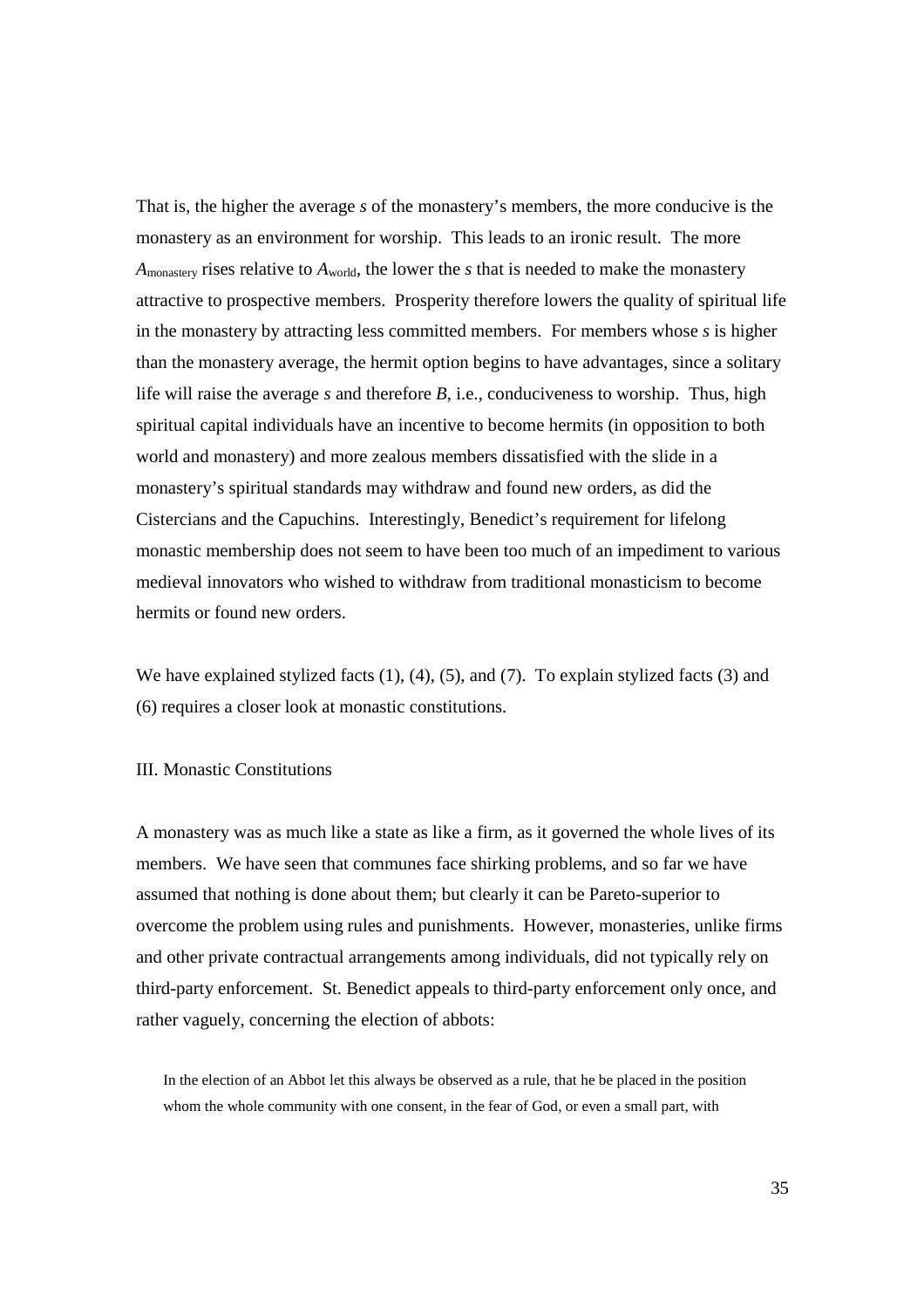That is, the higher the average $s$ of the monastery's members, the more conducive is the monastery as an environment for worship. This leads to an ironic result. The more $A_{monastery}$ rises relative to $A_{world}$, the lower the $s$ that is needed to make the monastery attractive to prospective members. Prosperity therefore lowers the quality of spiritual life in the monastery by attracting less committed members. For members whose $s$ is higher than the monastery average, the hermit option begins to have advantages, since a solitary life will raise the average $s$ and therefore $B$, i.e., conduciveness to worship. Thus, high spiritual capital individuals have an incentive to become hermits (in opposition to both world and monastery) and more zealous members dissatisfied with the slide in a monastery's spiritual standards may withdraw and found new orders, as did the Cistercians and the Capuchins. Interestingly, Benedict's requirement for lifelong monastic membership does not seem to have been too much of an impediment to various medieval innovators who wished to withdraw from traditional monasticism to become hermits or found new orders.

We have explained stylized facts (1), (4), (5), and (7). To explain stylized facts (3) and (6) requires a closer look at monastic constitutions.

## III. Monastic Constitutions

A monastery was as much like a state as like a firm, as it governed the whole lives of its members. We have seen that communes face shirking problems, and so far we have assumed that nothing is done about them; but clearly it can be Pareto-superior to overcome the problem using rules and punishments. However, monasteries, unlike firms and other private contractual arrangements among individuals, did not typically rely on third-party enforcement. St. Benedict appeals to third-party enforcement only once, and rather vaguely, concerning the election of abbots:

> In the election of an Abbot let this always be observed as a rule, that he be placed in the position whom the whole community with one consent, in the fear of God, or even a small part, with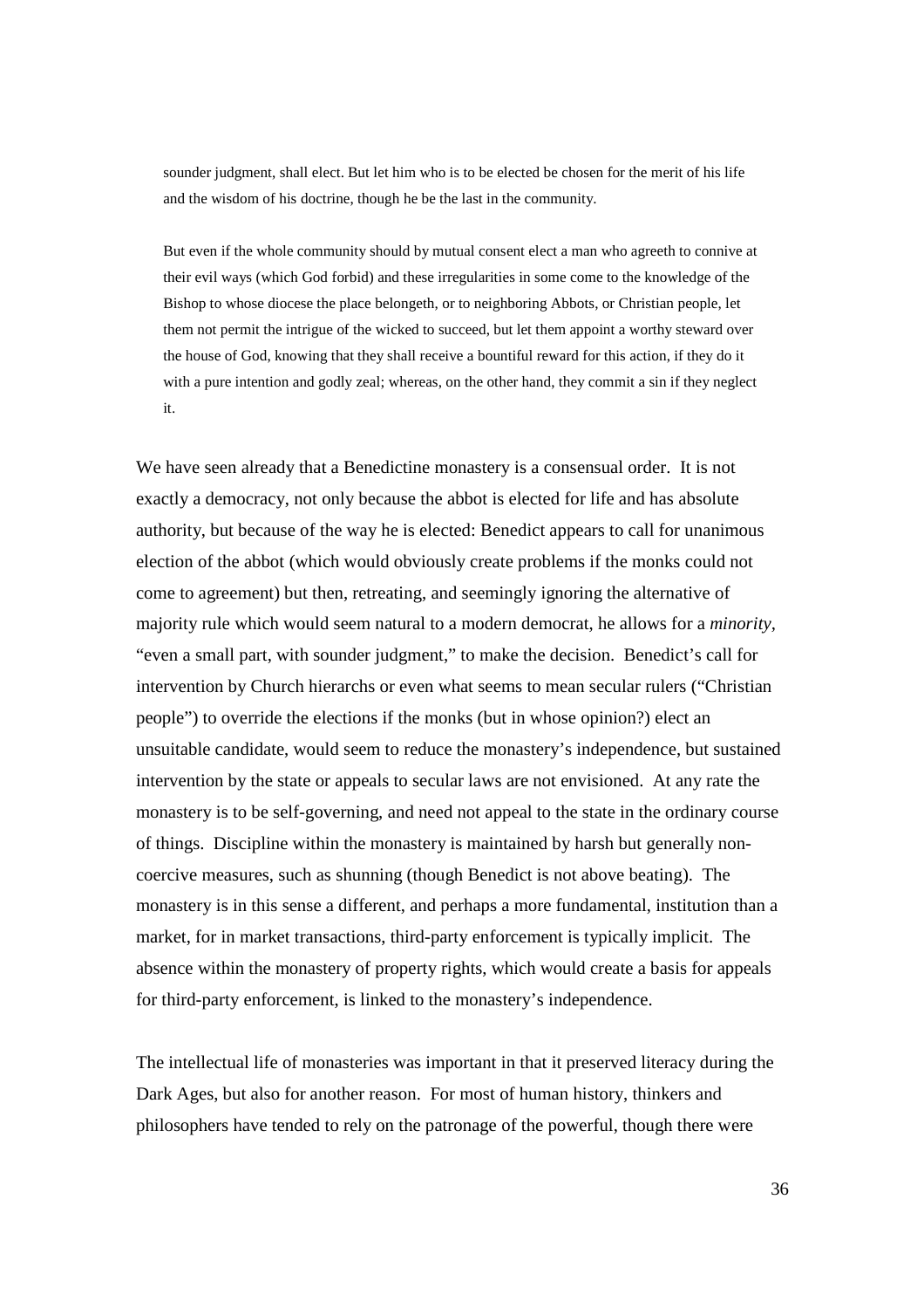> sounder judgment, shall elect. But let him who is to be elected be chosen for the merit of his life and the wisdom of his doctrine, though he be the last in the community.
>
> But even if the whole community should by mutual consent elect a man who agreeth to connive at their evil ways (which God forbid) and these irregularities in some come to the knowledge of the Bishop to whose diocese the place belongeth, or to neighboring Abbots, or Christian people, let them not permit the intrigue of the wicked to succeed, but let them appoint a worthy steward over the house of God, knowing that they shall receive a bountiful reward for this action, if they do it with a pure intention and godly zeal; whereas, on the other hand, they commit a sin if they neglect it.

We have seen already that a Benedictine monastery is a consensual order. It is not exactly a democracy, not only because the abbot is elected for life and has absolute authority, but because of the way he is elected: Benedict appears to call for unanimous election of the abbot (which would obviously create problems if the monks could not come to agreement) but then, retreating, and seemingly ignoring the alternative of majority rule which would seem natural to a modern democrat, he allows for a *minority*, "even a small part, with sounder judgment," to make the decision. Benedict's call for intervention by Church hierarchs or even what seems to mean secular rulers ("Christian people") to override the elections if the monks (but in whose opinion?) elect an unsuitable candidate, would seem to reduce the monastery's independence, but sustained intervention by the state or appeals to secular laws are not envisioned. At any rate the monastery is to be self-governing, and need not appeal to the state in the ordinary course of things. Discipline within the monastery is maintained by harsh but generally non-coercive measures, such as shunning (though Benedict is not above beating). The monastery is in this sense a different, and perhaps a more fundamental, institution than a market, for in market transactions, third-party enforcement is typically implicit. The absence within the monastery of property rights, which would create a basis for appeals for third-party enforcement, is linked to the monastery's independence.

The intellectual life of monasteries was important in that it preserved literacy during the Dark Ages, but also for another reason. For most of human history, thinkers and philosophers have tended to rely on the patronage of the powerful, though there were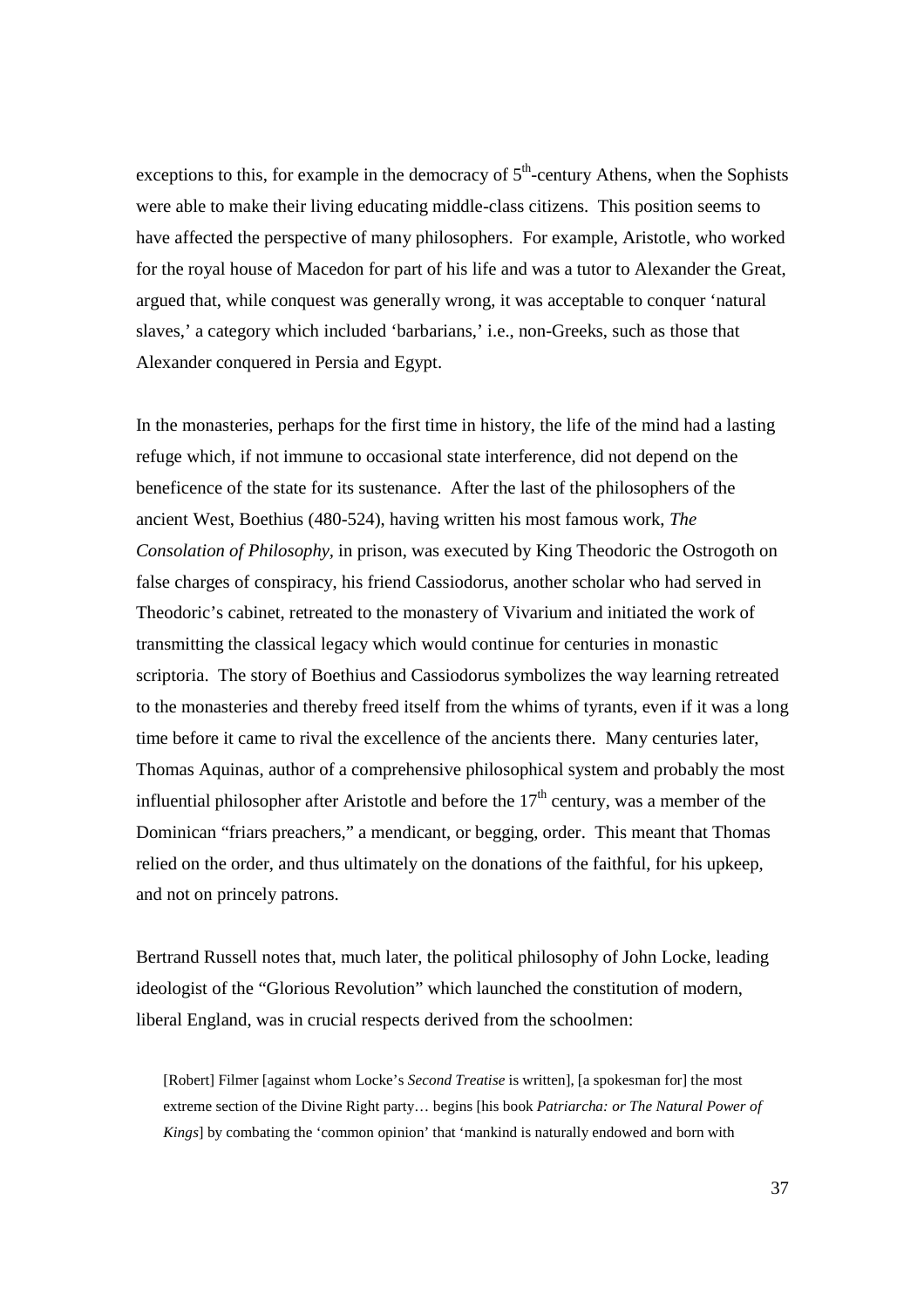exceptions to this, for example in the democracy of 5th-century Athens, when the Sophists were able to make their living educating middle-class citizens. This position seems to have affected the perspective of many philosophers. For example, Aristotle, who worked for the royal house of Macedon for part of his life and was a tutor to Alexander the Great, argued that, while conquest was generally wrong, it was acceptable to conquer 'natural slaves,' a category which included 'barbarians,' i.e., non-Greeks, such as those that Alexander conquered in Persia and Egypt.

In the monasteries, perhaps for the first time in history, the life of the mind had a lasting refuge which, if not immune to occasional state interference, did not depend on the beneficence of the state for its sustenance. After the last of the philosophers of the ancient West, Boethius (480-524), having written his most famous work, *The Consolation of Philosophy*, in prison, was executed by King Theodoric the Ostrogoth on false charges of conspiracy, his friend Cassiodorus, another scholar who had served in Theodoric's cabinet, retreated to the monastery of Vivarium and initiated the work of transmitting the classical legacy which would continue for centuries in monastic scriptoria. The story of Boethius and Cassiodorus symbolizes the way learning retreated to the monasteries and thereby freed itself from the whims of tyrants, even if it was a long time before it came to rival the excellence of the ancients there. Many centuries later, Thomas Aquinas, author of a comprehensive philosophical system and probably the most influential philosopher after Aristotle and before the 17th century, was a member of the Dominican "friars preachers," a mendicant, or begging, order. This meant that Thomas relied on the order, and thus ultimately on the donations of the faithful, for his upkeep, and not on princely patrons.

Bertrand Russell notes that, much later, the political philosophy of John Locke, leading ideologist of the "Glorious Revolution" which launched the constitution of modern, liberal England, was in crucial respects derived from the schoolmen:

> [Robert] Filmer [against whom Locke's *Second Treatise* is written], [a spokesman for] the most extreme section of the Divine Right party… begins [his book *Patriarcha: or The Natural Power of Kings*] by combating the 'common opinion' that 'mankind is naturally endowed and born with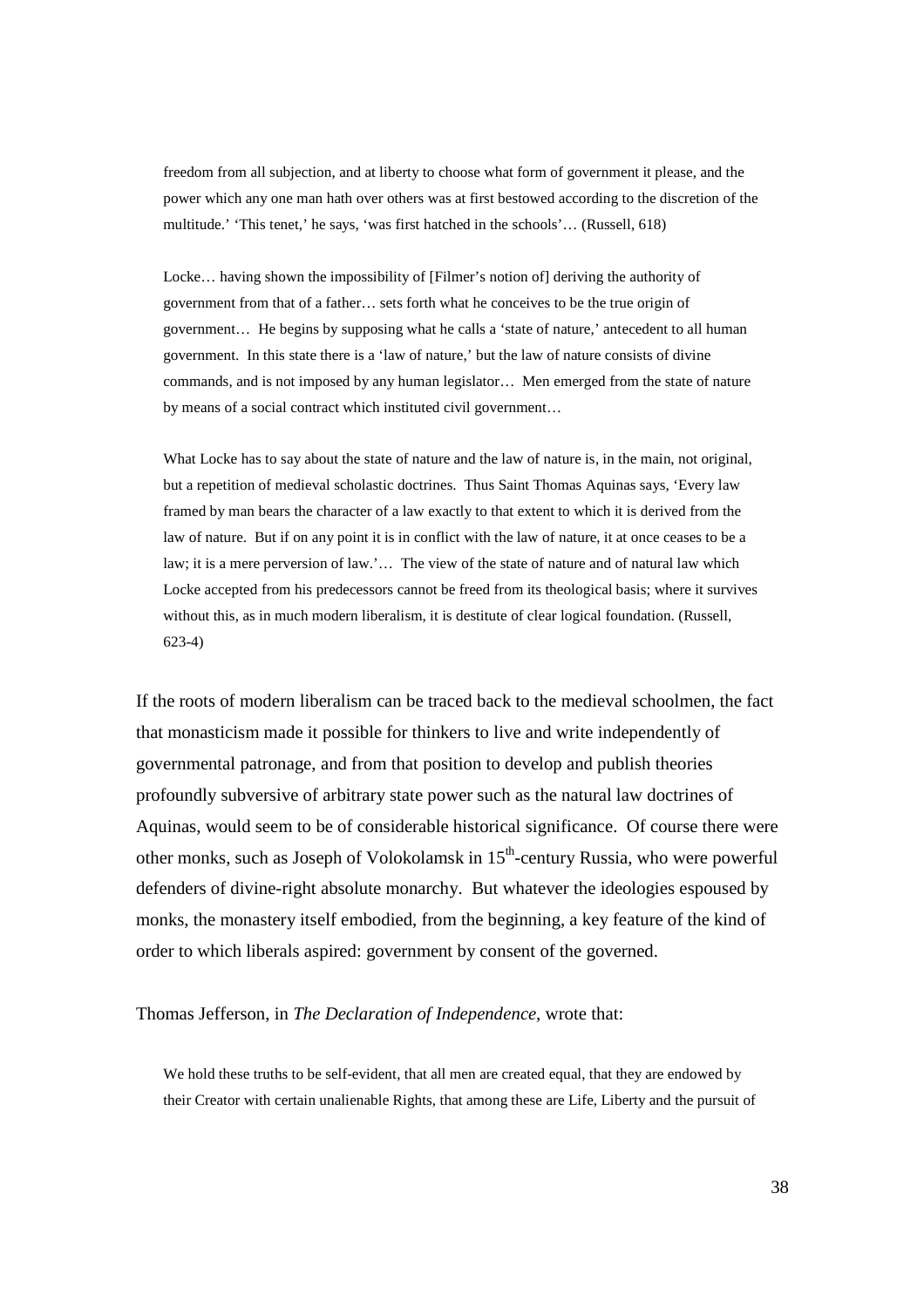> freedom from all subjection, and at liberty to choose what form of government it please, and the power which any one man hath over others was at first bestowed according to the discretion of the multitude.' 'This tenet,' he says, 'was first hatched in the schools'… (Russell, 618)
>
> Locke… having shown the impossibility of [Filmer's notion of] deriving the authority of government from that of a father… sets forth what he conceives to be the true origin of government… He begins by supposing what he calls a 'state of nature,' antecedent to all human government. In this state there is a 'law of nature,' but the law of nature consists of divine commands, and is not imposed by any human legislator… Men emerged from the state of nature by means of a social contract which instituted civil government…
>
> What Locke has to say about the state of nature and the law of nature is, in the main, not original, but a repetition of medieval scholastic doctrines. Thus Saint Thomas Aquinas says, 'Every law framed by man bears the character of a law exactly to that extent to which it is derived from the law of nature. But if on any point it is in conflict with the law of nature, it at once ceases to be a law; it is a mere perversion of law.'… The view of the state of nature and of natural law which Locke accepted from his predecessors cannot be freed from its theological basis; where it survives without this, as in much modern liberalism, it is destitute of clear logical foundation. (Russell, 623-4)

If the roots of modern liberalism can be traced back to the medieval schoolmen, the fact that monasticism made it possible for thinkers to live and write independently of governmental patronage, and from that position to develop and publish theories profoundly subversive of arbitrary state power such as the natural law doctrines of Aquinas, would seem to be of considerable historical significance. Of course there were other monks, such as Joseph of Volokolamsk in 15th-century Russia, who were powerful defenders of divine-right absolute monarchy. But whatever the ideologies espoused by monks, the monastery itself embodied, from the beginning, a key feature of the kind of order to which liberals aspired: government by consent of the governed.

Thomas Jefferson, in *The Declaration of Independence*, wrote that:

> We hold these truths to be self-evident, that all men are created equal, that they are endowed by their Creator with certain unalienable Rights, that among these are Life, Liberty and the pursuit of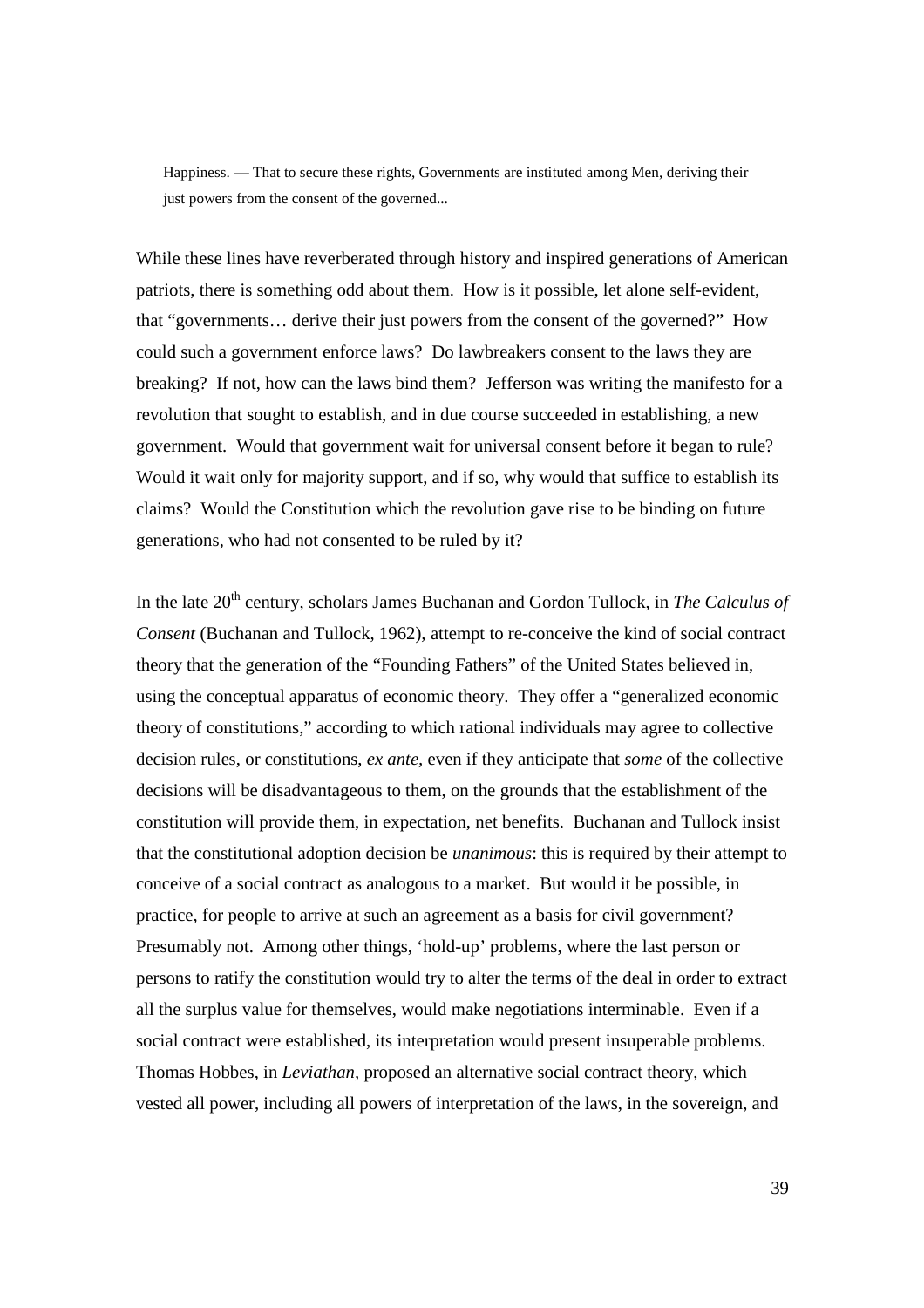> Happiness. — That to secure these rights, Governments are instituted among Men, deriving their just powers from the consent of the governed...

While these lines have reverberated through history and inspired generations of American patriots, there is something odd about them. How is it possible, let alone self-evident, that "governments… derive their just powers from the consent of the governed?" How could such a government enforce laws? Do lawbreakers consent to the laws they are breaking? If not, how can the laws bind them? Jefferson was writing the manifesto for a revolution that sought to establish, and in due course succeeded in establishing, a new government. Would that government wait for universal consent before it began to rule? Would it wait only for majority support, and if so, why would that suffice to establish its claims? Would the Constitution which the revolution gave rise to be binding on future generations, who had not consented to be ruled by it?

In the late 20th century, scholars James Buchanan and Gordon Tullock, in *The Calculus of Consent* (Buchanan and Tullock, 1962), attempt to re-conceive the kind of social contract theory that the generation of the "Founding Fathers" of the United States believed in, using the conceptual apparatus of economic theory. They offer a "generalized economic theory of constitutions," according to which rational individuals may agree to collective decision rules, or constitutions, *ex ante*, even if they anticipate that *some* of the collective decisions will be disadvantageous to them, on the grounds that the establishment of the constitution will provide them, in expectation, net benefits. Buchanan and Tullock insist that the constitutional adoption decision be *unanimous*: this is required by their attempt to conceive of a social contract as analogous to a market. But would it be possible, in practice, for people to arrive at such an agreement as a basis for civil government? Presumably not. Among other things, 'hold-up' problems, where the last person or persons to ratify the constitution would try to alter the terms of the deal in order to extract all the surplus value for themselves, would make negotiations interminable. Even if a social contract were established, its interpretation would present insuperable problems. Thomas Hobbes, in *Leviathan,* proposed an alternative social contract theory, which vested all power, including all powers of interpretation of the laws, in the sovereign, and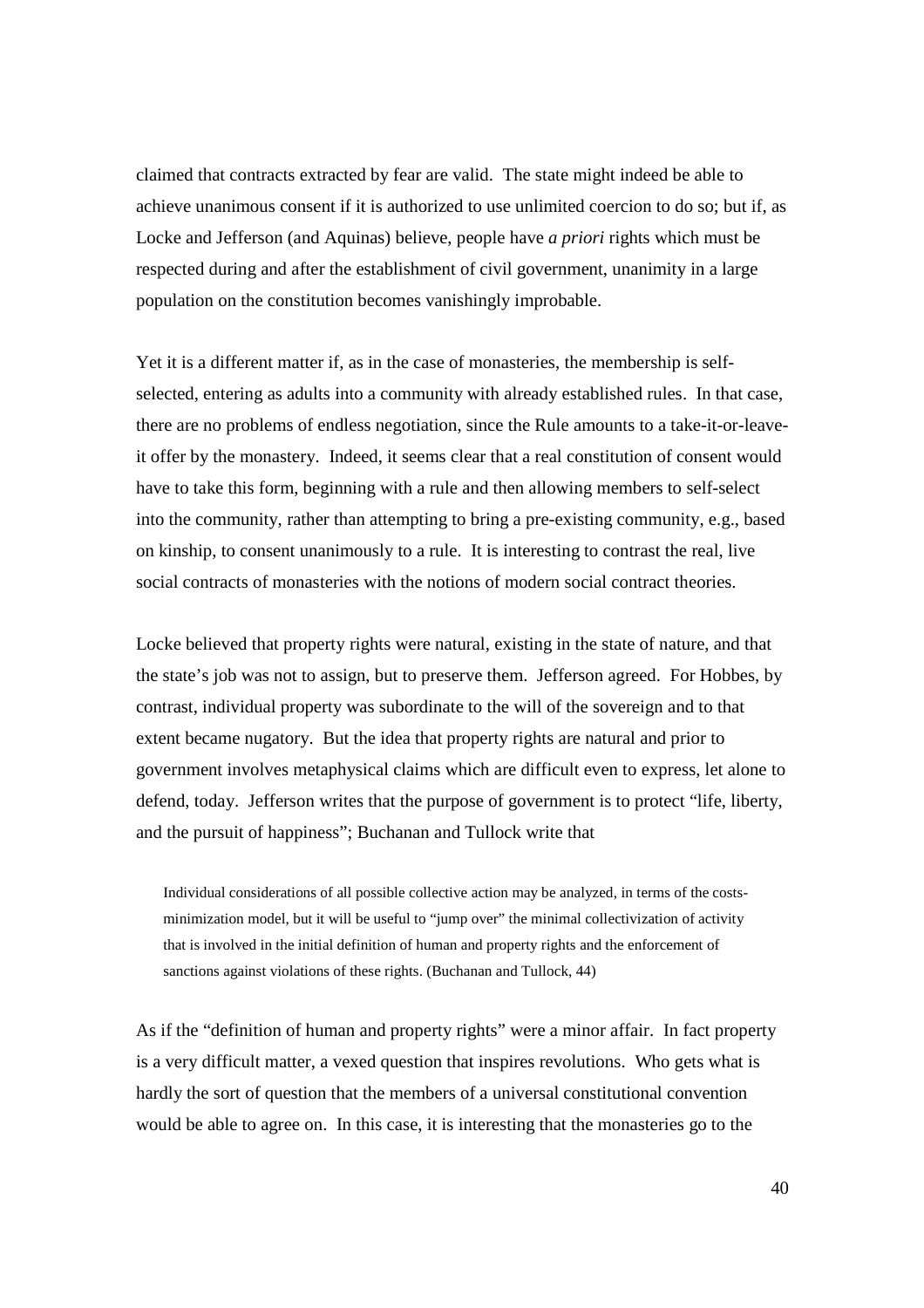claimed that contracts extracted by fear are valid. The state might indeed be able to achieve unanimous consent if it is authorized to use unlimited coercion to do so; but if, as Locke and Jefferson (and Aquinas) believe, people have *a priori* rights which must be respected during and after the establishment of civil government, unanimity in a large population on the constitution becomes vanishingly improbable.

Yet it is a different matter if, as in the case of monasteries, the membership is self-selected, entering as adults into a community with already established rules. In that case, there are no problems of endless negotiation, since the Rule amounts to a take-it-or-leave-it offer by the monastery. Indeed, it seems clear that a real constitution of consent would have to take this form, beginning with a rule and then allowing members to self-select into the community, rather than attempting to bring a pre-existing community, e.g., based on kinship, to consent unanimously to a rule. It is interesting to contrast the real, live social contracts of monasteries with the notions of modern social contract theories.

Locke believed that property rights were natural, existing in the state of nature, and that the state's job was not to assign, but to preserve them. Jefferson agreed. For Hobbes, by contrast, individual property was subordinate to the will of the sovereign and to that extent became nugatory. But the idea that property rights are natural and prior to government involves metaphysical claims which are difficult even to express, let alone to defend, today. Jefferson writes that the purpose of government is to protect "life, liberty, and the pursuit of happiness"; Buchanan and Tullock write that

> Individual considerations of all possible collective action may be analyzed, in terms of the costs-minimization model, but it will be useful to "jump over" the minimal collectivization of activity that is involved in the initial definition of human and property rights and the enforcement of sanctions against violations of these rights. (Buchanan and Tullock, 44)

As if the "definition of human and property rights" were a minor affair. In fact property is a very difficult matter, a vexed question that inspires revolutions. Who gets what is hardly the sort of question that the members of a universal constitutional convention would be able to agree on. In this case, it is interesting that the monasteries go to the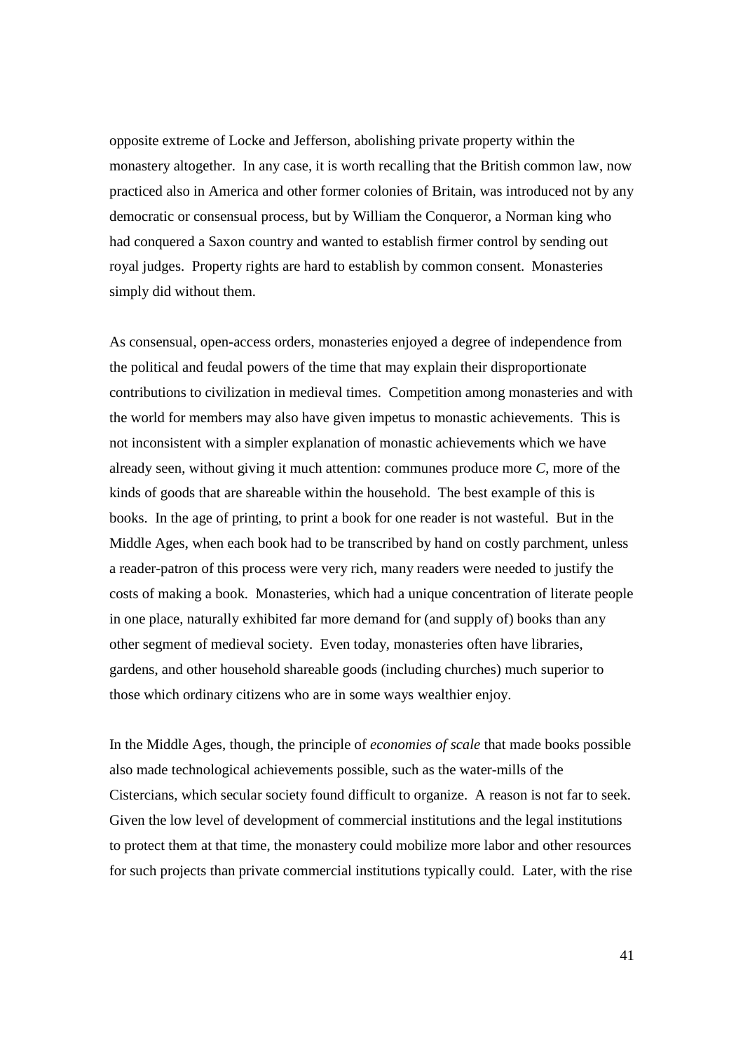opposite extreme of Locke and Jefferson, abolishing private property within the monastery altogether. In any case, it is worth recalling that the British common law, now practiced also in America and other former colonies of Britain, was introduced not by any democratic or consensual process, but by William the Conqueror, a Norman king who had conquered a Saxon country and wanted to establish firmer control by sending out royal judges. Property rights are hard to establish by common consent. Monasteries simply did without them.

As consensual, open-access orders, monasteries enjoyed a degree of independence from the political and feudal powers of the time that may explain their disproportionate contributions to civilization in medieval times. Competition among monasteries and with the world for members may also have given impetus to monastic achievements. This is not inconsistent with a simpler explanation of monastic achievements which we have already seen, without giving it much attention: communes produce more $C$, more of the kinds of goods that are shareable within the household. The best example of this is books. In the age of printing, to print a book for one reader is not wasteful. But in the Middle Ages, when each book had to be transcribed by hand on costly parchment, unless a reader-patron of this process were very rich, many readers were needed to justify the costs of making a book. Monasteries, which had a unique concentration of literate people in one place, naturally exhibited far more demand for (and supply of) books than any other segment of medieval society. Even today, monasteries often have libraries, gardens, and other household shareable goods (including churches) much superior to those which ordinary citizens who are in some ways wealthier enjoy.

In the Middle Ages, though, the principle of *economies of scale* that made books possible also made technological achievements possible, such as the water-mills of the Cistercians, which secular society found difficult to organize. A reason is not far to seek. Given the low level of development of commercial institutions and the legal institutions to protect them at that time, the monastery could mobilize more labor and other resources for such projects than private commercial institutions typically could. Later, with the rise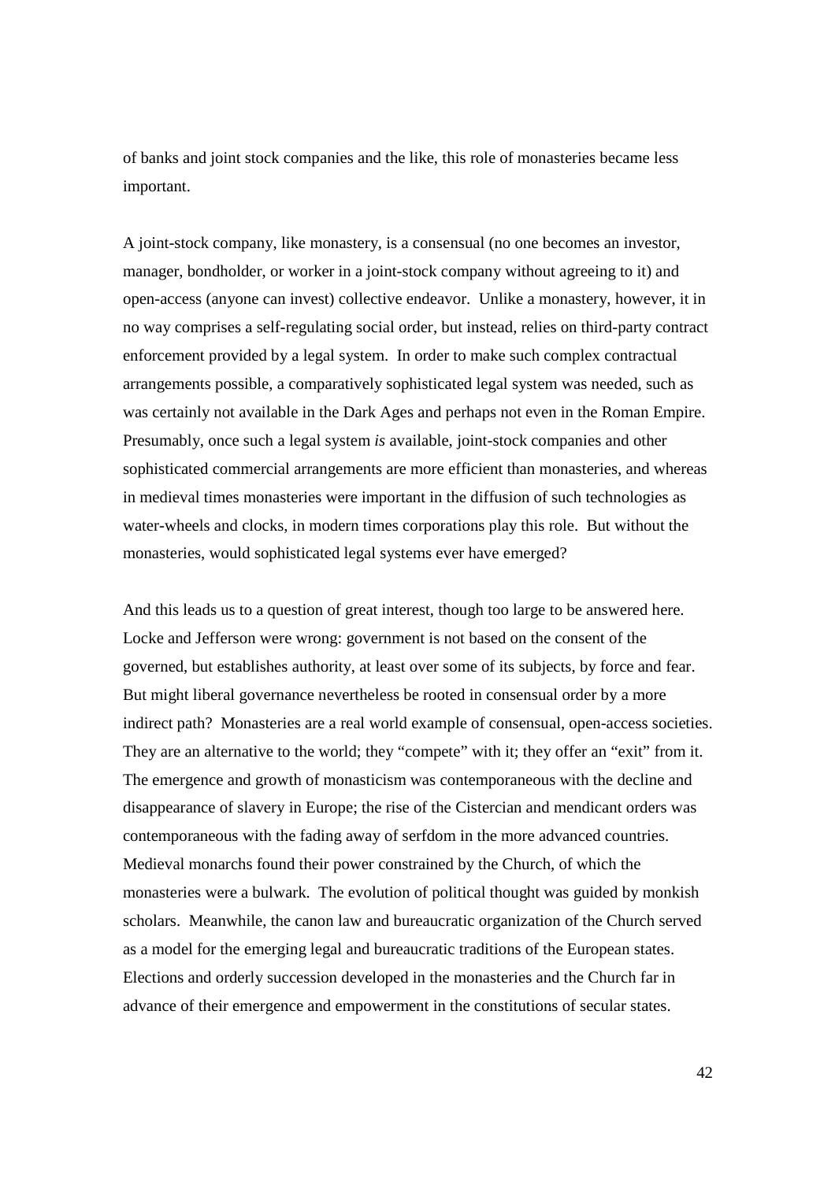of banks and joint stock companies and the like, this role of monasteries became less important.

A joint-stock company, like monastery, is a consensual (no one becomes an investor, manager, bondholder, or worker in a joint-stock company without agreeing to it) and open-access (anyone can invest) collective endeavor. Unlike a monastery, however, it in no way comprises a self-regulating social order, but instead, relies on third-party contract enforcement provided by a legal system. In order to make such complex contractual arrangements possible, a comparatively sophisticated legal system was needed, such as was certainly not available in the Dark Ages and perhaps not even in the Roman Empire. Presumably, once such a legal system *is* available, joint-stock companies and other sophisticated commercial arrangements are more efficient than monasteries, and whereas in medieval times monasteries were important in the diffusion of such technologies as water-wheels and clocks, in modern times corporations play this role. But without the monasteries, would sophisticated legal systems ever have emerged?

And this leads us to a question of great interest, though too large to be answered here. Locke and Jefferson were wrong: government is not based on the consent of the governed, but establishes authority, at least over some of its subjects, by force and fear. But might liberal governance nevertheless be rooted in consensual order by a more indirect path? Monasteries are a real world example of consensual, open-access societies. They are an alternative to the world; they "compete" with it; they offer an "exit" from it. The emergence and growth of monasticism was contemporaneous with the decline and disappearance of slavery in Europe; the rise of the Cistercian and mendicant orders was contemporaneous with the fading away of serfdom in the more advanced countries. Medieval monarchs found their power constrained by the Church, of which the monasteries were a bulwark. The evolution of political thought was guided by monkish scholars. Meanwhile, the canon law and bureaucratic organization of the Church served as a model for the emerging legal and bureaucratic traditions of the European states. Elections and orderly succession developed in the monasteries and the Church far in advance of their emergence and empowerment in the constitutions of secular states.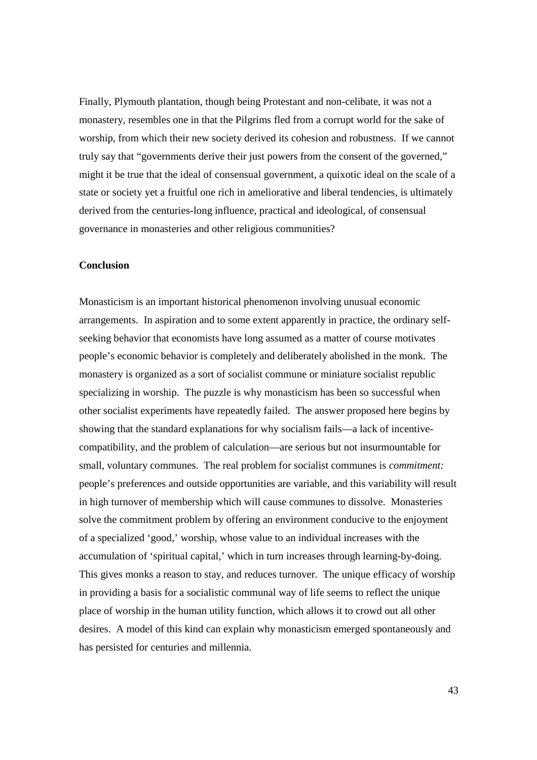Finally, Plymouth plantation, though being Protestant and non-celibate, it was not a monastery, resembles one in that the Pilgrims fled from a corrupt world for the sake of worship, from which their new society derived its cohesion and robustness. If we cannot truly say that "governments derive their just powers from the consent of the governed," might it be true that the ideal of consensual government, a quixotic ideal on the scale of a state or society yet a fruitful one rich in ameliorative and liberal tendencies, is ultimately derived from the centuries-long influence, practical and ideological, of consensual governance in monasteries and other religious communities?

**Conclusion**

Monasticism is an important historical phenomenon involving unusual economic arrangements. In aspiration and to some extent apparently in practice, the ordinary self-seeking behavior that economists have long assumed as a matter of course motivates people's economic behavior is completely and deliberately abolished in the monk. The monastery is organized as a sort of socialist commune or miniature socialist republic specializing in worship. The puzzle is why monasticism has been so successful when other socialist experiments have repeatedly failed. The answer proposed here begins by showing that the standard explanations for why socialism fails—a lack of incentive-compatibility, and the problem of calculation—are serious but not insurmountable for small, voluntary communes. The real problem for socialist communes is *commitment:* people's preferences and outside opportunities are variable, and this variability will result in high turnover of membership which will cause communes to dissolve. Monasteries solve the commitment problem by offering an environment conducive to the enjoyment of a specialized 'good,' worship, whose value to an individual increases with the accumulation of 'spiritual capital,' which in turn increases through learning-by-doing. This gives monks a reason to stay, and reduces turnover. The unique efficacy of worship in providing a basis for a socialistic communal way of life seems to reflect the unique place of worship in the human utility function, which allows it to crowd out all other desires. A model of this kind can explain why monasticism emerged spontaneously and has persisted for centuries and millennia.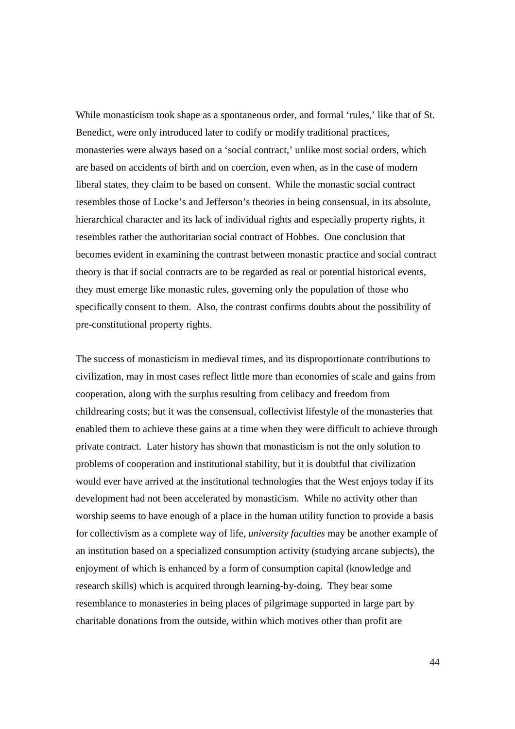While monasticism took shape as a spontaneous order, and formal 'rules,' like that of St. Benedict, were only introduced later to codify or modify traditional practices, monasteries were always based on a 'social contract,' unlike most social orders, which are based on accidents of birth and on coercion, even when, as in the case of modern liberal states, they claim to be based on consent. While the monastic social contract resembles those of Locke's and Jefferson's theories in being consensual, in its absolute, hierarchical character and its lack of individual rights and especially property rights, it resembles rather the authoritarian social contract of Hobbes. One conclusion that becomes evident in examining the contrast between monastic practice and social contract theory is that if social contracts are to be regarded as real or potential historical events, they must emerge like monastic rules, governing only the population of those who specifically consent to them. Also, the contrast confirms doubts about the possibility of pre-constitutional property rights.

The success of monasticism in medieval times, and its disproportionate contributions to civilization, may in most cases reflect little more than economies of scale and gains from cooperation, along with the surplus resulting from celibacy and freedom from childrearing costs; but it was the consensual, collectivist lifestyle of the monasteries that enabled them to achieve these gains at a time when they were difficult to achieve through private contract. Later history has shown that monasticism is not the only solution to problems of cooperation and institutional stability, but it is doubtful that civilization would ever have arrived at the institutional technologies that the West enjoys today if its development had not been accelerated by monasticism. While no activity other than worship seems to have enough of a place in the human utility function to provide a basis for collectivism as a complete way of life, *university faculties* may be another example of an institution based on a specialized consumption activity (studying arcane subjects), the enjoyment of which is enhanced by a form of consumption capital (knowledge and research skills) which is acquired through learning-by-doing. They bear some resemblance to monasteries in being places of pilgrimage supported in large part by charitable donations from the outside, within which motives other than profit are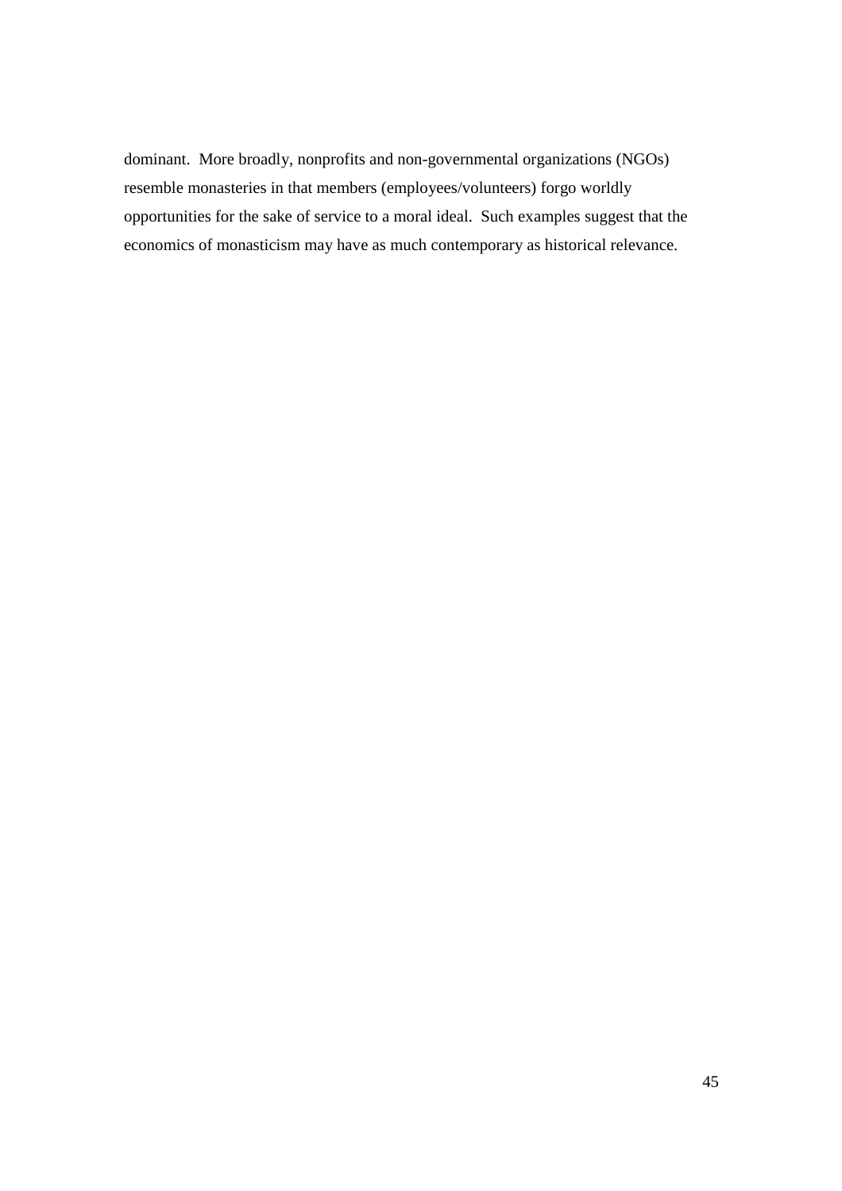dominant. More broadly, nonprofits and non-governmental organizations (NGOs) resemble monasteries in that members (employees/volunteers) forgo worldly opportunities for the sake of service to a moral ideal. Such examples suggest that the economics of monasticism may have as much contemporary as historical relevance.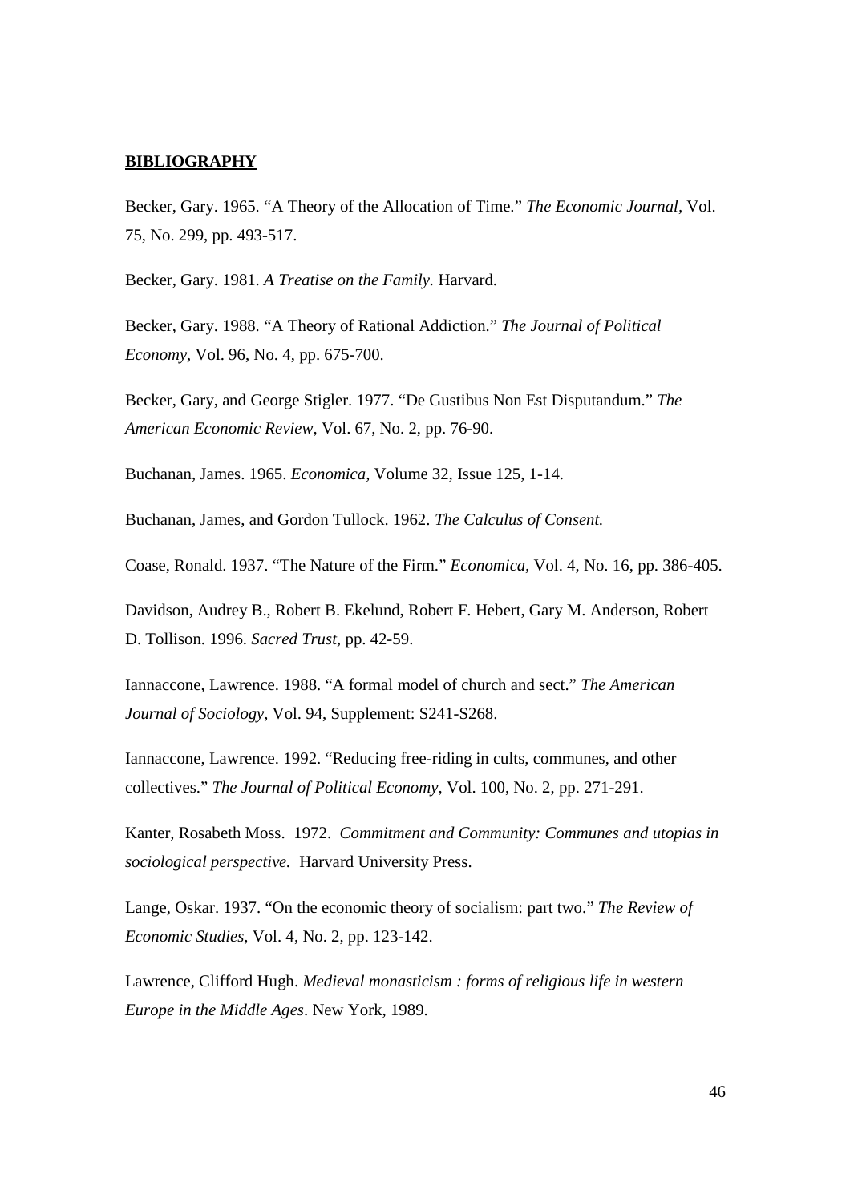## **BIBLIOGRAPHY**

Becker, Gary. 1965. "A Theory of the Allocation of Time." *The Economic Journal,* Vol. 75, No. 299, pp. 493-517.

Becker, Gary. 1981. *A Treatise on the Family.* Harvard.

Becker, Gary. 1988. "A Theory of Rational Addiction." *The Journal of Political Economy,* Vol. 96, No. 4, pp. 675-700.

Becker, Gary, and George Stigler. 1977. "De Gustibus Non Est Disputandum." *The American Economic Review,* Vol. 67, No. 2, pp. 76-90.

Buchanan, James. 1965. *Economica,* Volume 32, Issue 125, 1-14.

Buchanan, James, and Gordon Tullock. 1962. *The Calculus of Consent.*

Coase, Ronald. 1937. "The Nature of the Firm." *Economica,* Vol. 4, No. 16, pp. 386-405.

Davidson, Audrey B., Robert B. Ekelund, Robert F. Hebert, Gary M. Anderson, Robert D. Tollison. 1996. *Sacred Trust,* pp. 42-59.

Iannaccone, Lawrence. 1988. "A formal model of church and sect." *The American Journal of Sociology,* Vol. 94, Supplement: S241-S268.

Iannaccone, Lawrence. 1992. "Reducing free-riding in cults, communes, and other collectives." *The Journal of Political Economy,* Vol. 100, No. 2, pp. 271-291.

Kanter, Rosabeth Moss. 1972. *Commitment and Community: Communes and utopias in sociological perspective.* Harvard University Press.

Lange, Oskar. 1937. "On the economic theory of socialism: part two." *The Review of Economic Studies,* Vol. 4, No. 2, pp. 123-142.

Lawrence, Clifford Hugh. *Medieval monasticism : forms of religious life in western Europe in the Middle Ages*. New York, 1989.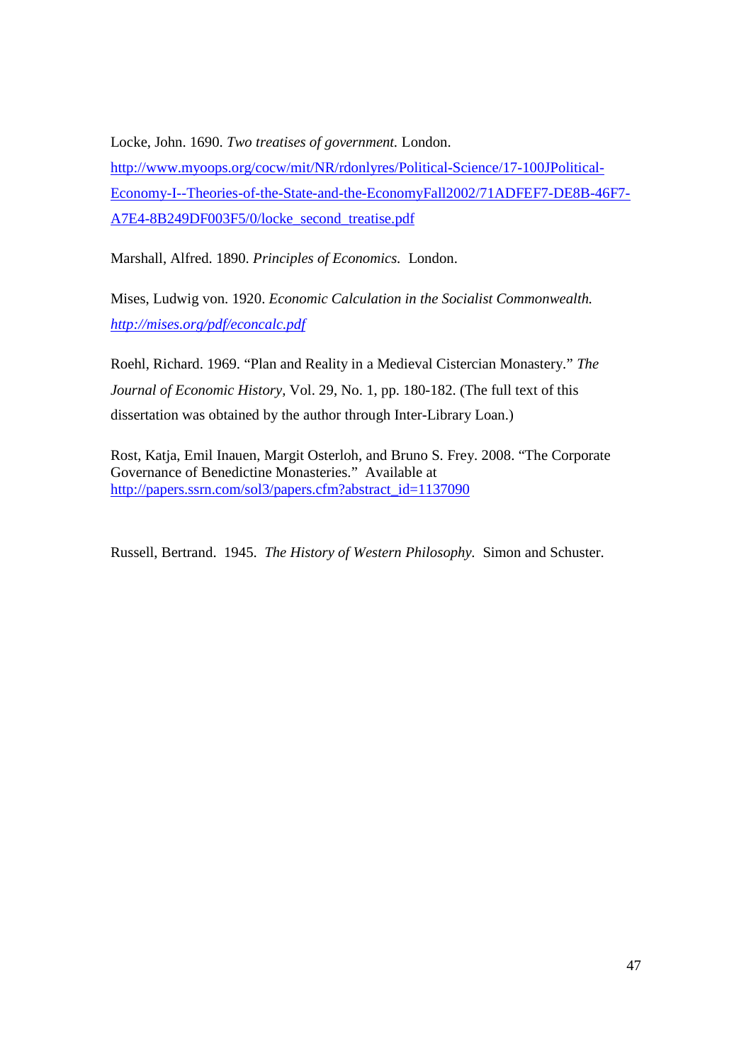Locke, John. 1690. *Two treatises of government.* London. http://www.myoops.org/cocw/mit/NR/rdonlyres/Political-Science/17-100JPolitical-Economy-I--Theories-of-the-State-and-the-EconomyFall2002/71ADFEF7-DE8B-46F7-A7E4-8B249DF003F5/0/locke_second_treatise.pdf

Marshall, Alfred. 1890. *Principles of Economics*. London.

Mises, Ludwig von. 1920. *Economic Calculation in the Socialist Commonwealth. http://mises.org/pdf/econcalc.pdf*

Roehl, Richard. 1969. "Plan and Reality in a Medieval Cistercian Monastery." *The Journal of Economic History*, Vol. 29, No. 1, pp. 180-182. (The full text of this dissertation was obtained by the author through Inter-Library Loan.)

Rost, Katja, Emil Inauen, Margit Osterloh, and Bruno S. Frey. 2008. "The Corporate Governance of Benedictine Monasteries." Available at http://papers.ssrn.com/sol3/papers.cfm?abstract_id=1137090

Russell, Bertrand. 1945. *The History of Western Philosophy*. Simon and Schuster.